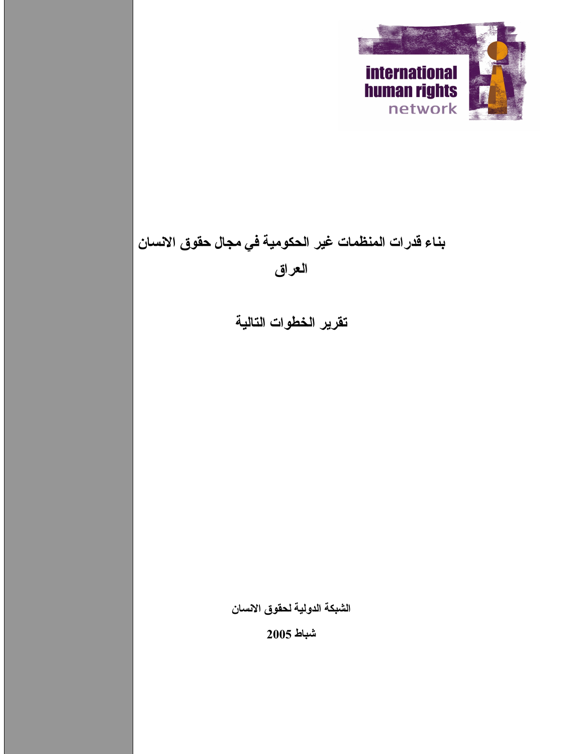international human rights network

# بناء قدرات المنظمات غير الحكومية في مجال حقوق الانسان

## العراق

## تقرير الخطوات التالية

**الشبكة الدولية لحقوق الانسان**

**شباط 2005**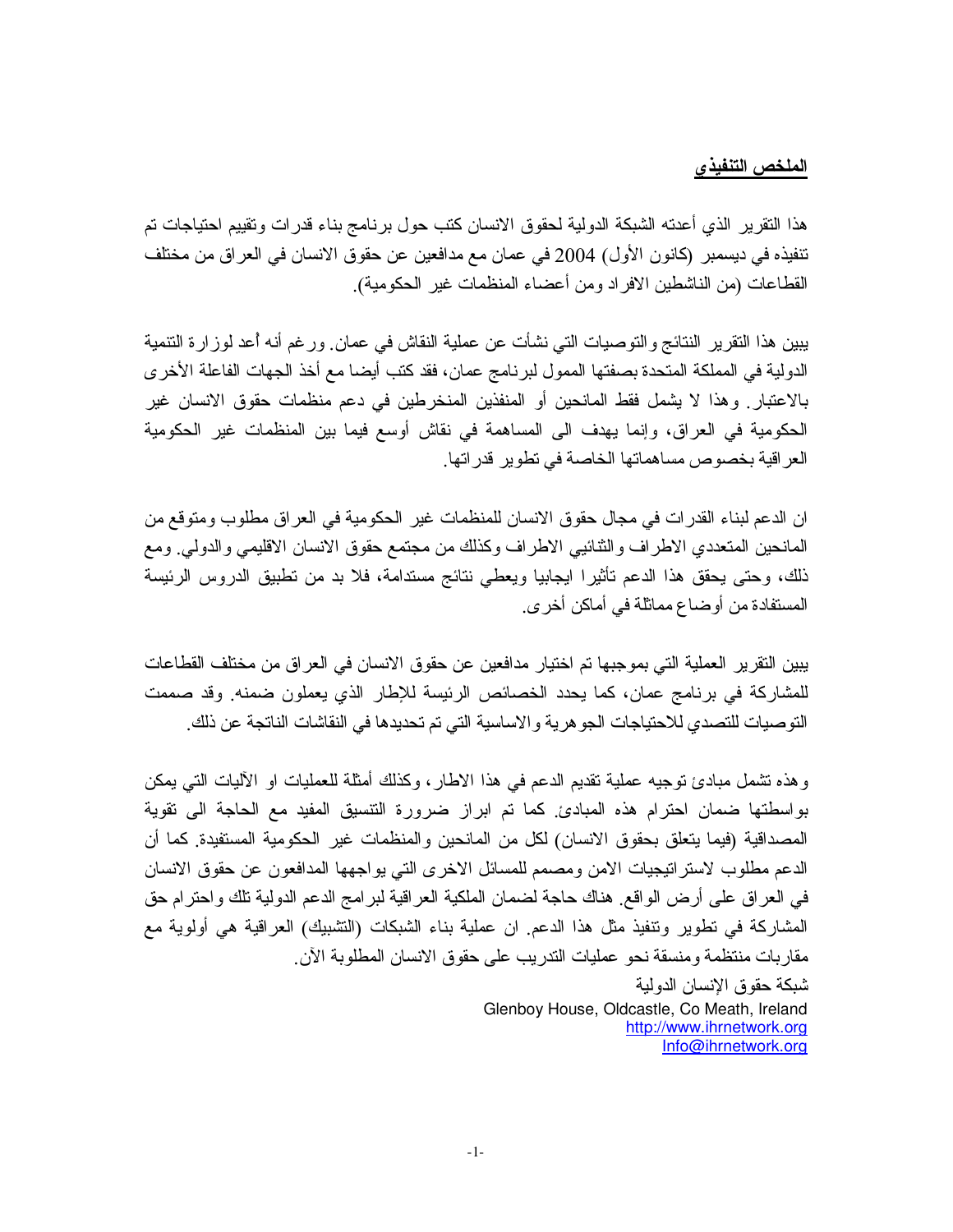## الملخص التنفيذي

هذا التقرير الذي أعدته الشبكة الدولية لحقوق الانسان كتب حول برنامج بناء قدرات وتقييم احتياجات تم تنفيذه في ديسمبر (كانون الأول) 2004 في عمان مع مدافعين عن حقوق الانسان في العراق من مختلف القطاعات (من الناشطين الافراد ومن أعضاء المنظمات غير الحكومية).

يبين هذا التقرير النتائج والتوصيات التي نشأت عن عملية النقاش في عمان. ورغم أنه أعد لوزارة التنمية الدولية في المملكة المتحدة بصفتها الممول لبرنامج عمان، فقد كتب أيضا مع أخذ الجهات الفاعلة الأخرى بالاعتبار. وهذا لا يشمل فقط المانحين أو المنفذين المنخرطين في دعم منظمات حقوق الانسان غير الحكومية في العراق، وإنما يهدف الى المساهمة في نقاش أوسع فيما بين المنظمات غير الحكومية العراقية بخصوص مساهماتها الخاصة في تطوير قدراتها.

ان الدعم لبناء القدرات في مجال حقوق الانسان للمنظمات غير الحكومية في العراق مطلوب ومتوقع من المانحين المتعددي الاطراف والثنائيي الاطراف وكذلك من مجتمع حقوق الانسان الاقليمي والدولي. ومع ذلك، وحتى يحقق هذا الدعم تأثيرا ايجابيا ويعطي نتائج مستدامة، فلا بد من تطبيق الدروس الرئيسة المستفادة من أوضاع مماثلة في أماكن أخرى.

يبين التقرير العملية التي بموجبها تم اختيار مدافعين عن حقوق الانسان في العراق من مختلف القطاعات للمشاركة في برنامج عمان، كما يحدد الخصائص الرئيسة للإطار الذي يعملون ضمنه. وقد صممت التوصيات للتصدي للاحتياجات الجوهرية والاساسية التي تم تحديدها في النقاشات الناتجة عن ذلك.

وهذه تشمل مبادئ توجيه عملية تقديم الدعم في هذا الاطار، وكذلك أمثلة للعمليات او الآليات التي يمكن بواسطتها ضمان احترام هذه المبادئ. كما تم ابراز ضرورة التنسيق المفيد مع الحاجة الى تقوية المصداقية (فيما يتعلق بحقوق الانسان) لكل من المانحين والمنظمات غير الحكومية المستفيدة. كما أن الدعم مطلوب لاستراتيجيات الامن ومصمم للمسائل الاخرى التي يواجهها المدافعون عن حقوق الانسان في العراق على أرض الواقع. هناك حاجة لضمان الملكية العراقية لبرامج الدعم الدولية تلك واحترام حق المشاركة في تطوير وتنفيذ مثل هذا الدعم. ان عملية بناء الشبكات (التشبيك) العراقية هي أولوية مع مقاربات منتظمة ومنسقة نحو عمليات التدريب على حقوق الانسان المطلوبة الآن.

شبكة حقوق الإنسان الدولية
Glenboy House, Oldcastle, Co Meath, Ireland
http://www.ihrnetwork.org
Info@ihrnetwork.org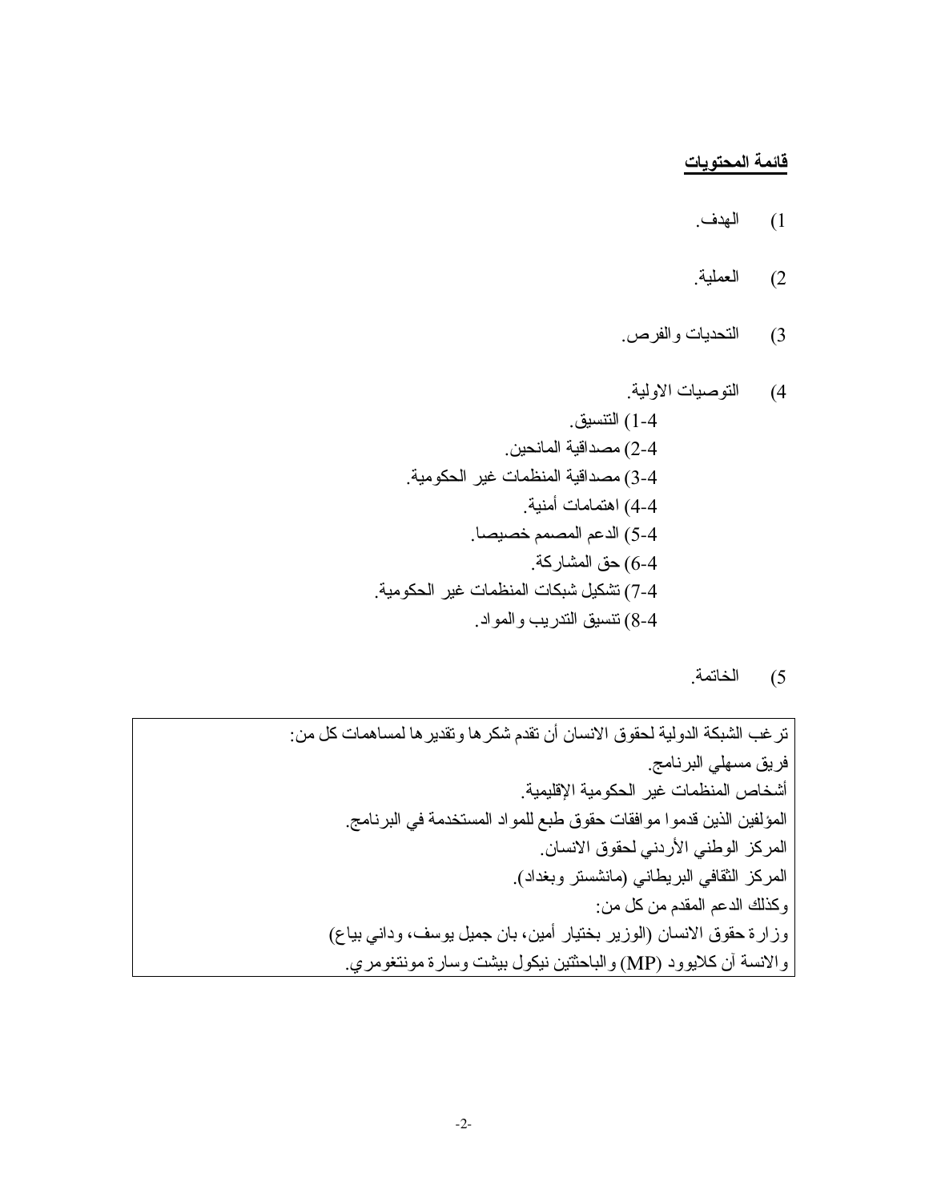## قائمة المحتويات

1) الهدف.

2) العملية.

3) التحديات والفرص.

4) التوصيات الاولية.

4-1) التنسيق.
4-2) مصداقية المانحين.
4-3) مصداقية المنظمات غير الحكومية.
4-4) اهتمامات أمنية.
4-5) الدعم المصمم خصيصا.
4-6) حق المشاركة.
4-7) تشكيل شبكات المنظمات غير الحكومية.
4-8) تنسيق التدريب والمواد.

5) الخاتمة.

---

ترغب الشبكة الدولية لحقوق الانسان أن تقدم شكرها وتقديرها لمساهمات كل من:
فريق مسهلي البرنامج.
أشخاص المنظمات غير الحكومية الإقليمية.
المؤلفين الذين قدموا موافقات حقوق طبع للمواد المستخدمة في البرنامج.
المركز الوطني الأردني لحقوق الانسان.
المركز الثقافي البريطاني (مانشستر وبغداد).
وكذلك الدعم المقدم من كل من:
وزارة حقوق الانسان (الوزير بختيار أمين، بان جميل يوسف، وداني بياع)
والانسة آن كلايوود (MP) والباحثتين نيكول بيشت وسارة مونتغومري.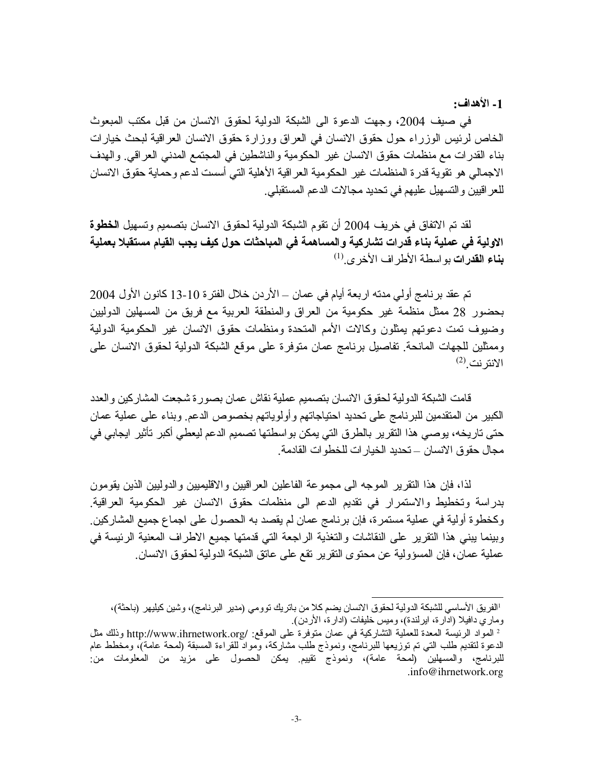**1- الأهداف:**

في صيف 2004، وجهت الدعوة الى الشبكة الدولية لحقوق الانسان من قبل مكتب المبعوث الخاص لرئيس الوزراء حول حقوق الانسان في العراق ووزارة حقوق الانسان العراقية لبحث خيارات بناء القدرات مع منظمات حقوق الانسان غير الحكومية والناشطين في المجتمع المدني العراقي. والهدف الاجمالي هو تقوية قدرة المنظمات غير الحكومية العراقية الأهلية التي أسست لدعم وحماية حقوق الانسان للعراقيين والتسهيل عليهم في تحديد مجالات الدعم المستقبلي.

لقد تم الاتفاق في خريف 2004 أن تقوم الشبكة الدولية لحقوق الانسان بتصميم وتسهيل **الخطوة الاولية في عملية بناء قدرات تشاركية والمساهمة في المباحثات حول كيف يجب القيام مستقبلا بعملية بناء القدرات** بواسطة الأطراف الأخرى.(1)

تم عقد برنامج أولي مدته اربعة أيام في عمان – الأردن خلال الفترة 10-13 كانون الأول 2004 بحضور 28 ممثل منظمة غير حكومية من العراق والمنطقة العربية مع فريق من المسهلين الدوليين وضيوف تمت دعوتهم يمثلون وكالات الأمم المتحدة ومنظمات حقوق الانسان غير الحكومية الدولية وممثلين للجهات المانحة. تفاصيل برنامج عمان متوفرة على موقع الشبكة الدولية لحقوق الانسان على الانترنت.(2)

قامت الشبكة الدولية لحقوق الانسان بتصميم عملية نقاش عمان بصورة شجعت المشاركين والعدد الكبير من المتقدمين للبرنامج على تحديد احتياجاتهم وأولوياتهم بخصوص الدعم. وبناء على عملية عمان حتى تاريخه، يوصي هذا التقرير بالطرق التي يمكن بواسطتها تصميم الدعم ليعطي أكبر تأثير ايجابي في مجال حقوق الانسان – تحديد الخيارات للخطوات القادمة.

لذا، فإن هذا التقرير الموجه الى مجموعة الفاعلين العراقيين والاقليميين والدوليين الذين يقومون بدراسة وتخطيط والاستمرار في تقديم الدعم الى منظمات حقوق الانسان غير الحكومية العراقية. وكخطوة أولية في عملية مستمرة، فإن برنامج عمان لم يقصد به الحصول على اجماع جميع المشاركين. وبينما يبني هذا التقرير على النقاشات والتغذية الراجعة التي قدمتها جميع الاطراف المعنية الرئيسة في عملية عمان، فإن المسؤولية عن محتوى التقرير تقع على عاتق الشبكة الدولية لحقوق الانسان.

---

[1] الفريق الأساسي للشبكة الدولية لحقوق الانسان يضم كلا من باتريك تومي (مدير البرنامج)، وشين كيليهر (باحثة)، وماري دافيلا (ادارة، ايرلندة)، وميس خليفات (ادارة، الأردن).

[2] المواد الرئيسة المعدة للعملية التشاركية في عمان متوفرة على الموقع: http://www.ihrnetwork.org/ وذلك مثل الدعوة لتقديم طلب التي تم توزيعها للبرنامج، ونموذج طلب مشاركة، ومواد للقراءة المسبقة (لمحة عامة)، ومخطط عام للبرنامج، والمسهلين (لمحة عامة)، ونموذج تقييم. يمكن الحصول على مزيد من المعلومات من: info@ihrnetwork.org.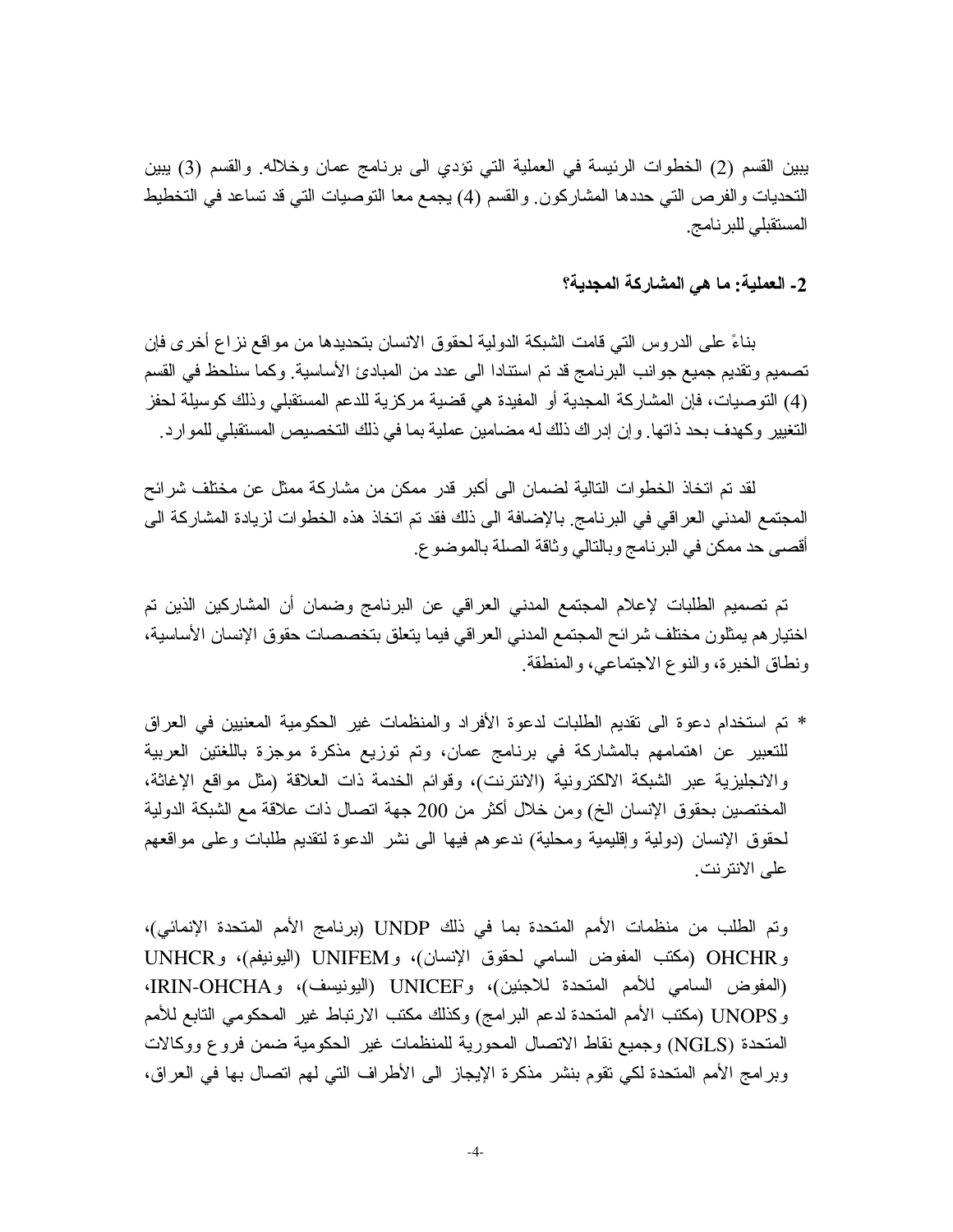يبين القسم (2) الخطوات الرئيسة في العملية التي تؤدي الى برنامج عمان وخلاله. والقسم (3) يبين التحديات والفرص التي حددها المشاركون. والقسم (4) يجمع معا التوصيات التي قد تساعد في التخطيط المستقبلي للبرنامج.

**2- العملية: ما هي المشاركة المجدية؟**

بناءً على الدروس التي قامت الشبكة الدولية لحقوق الانسان بتحديدها من مواقع نزاع أخرى فإن تصميم وتقديم جميع جوانب البرنامج قد تم استنادا الى عدد من المبادئ الأساسية. وكما سنلحظ في القسم (4) التوصيات، فإن المشاركة المجدية أو المفيدة هي قضية مركزية للدعم المستقبلي وذلك كوسيلة لحفز التغيير وكهدف بحد ذاتها. وإن إدراك ذلك له مضامين عملية بما في ذلك التخصيص المستقبلي للموارد.

لقد تم اتخاذ الخطوات التالية لضمان الى أكبر قدر ممكن من مشاركة ممثل عن مختلف شرائح المجتمع المدني العراقي في البرنامج. بالإضافة الى ذلك فقد تم اتخاذ هذه الخطوات لزيادة المشاركة الى أقصى حد ممكن في البرنامج وبالتالي وثاقة الصلة بالموضوع.

تم تصميم الطلبات لإعلام المجتمع المدني العراقي عن البرنامج وضمان أن المشاركين الذين تم اختيارهم يمثلون مختلف شرائح المجتمع المدني العراقي فيما يتعلق بتخصصات حقوق الإنسان الأساسية، ونطاق الخبرة، والنوع الاجتماعي، والمنطقة.

* تم استخدام دعوة الى تقديم الطلبات لدعوة الأفراد والمنظمات غير الحكومية المعنيين في العراق للتعبير عن اهتمامهم بالمشاركة في برنامج عمان، وتم توزيع مذكرة موجزة باللغتين العربية والانجليزية عبر الشبكة الالكترونية (الانترنت)، وقوائم الخدمة ذات العلاقة (مثل مواقع الإغاثة، المختصين بحقوق الإنسان الخ) ومن خلال أكثر من 200 جهة اتصال ذات علاقة مع الشبكة الدولية لحقوق الإنسان (دولية وإقليمية ومحلية) ندعوهم فيها الى نشر الدعوة لتقديم طلبات وعلى مواقعهم على الانترنت.

وتم الطلب من منظمات الأمم المتحدة بما في ذلك UNDP (برنامج الأمم المتحدة الإنمائي)، وOHCHR (مكتب المفوض السامي لحقوق الإنسان)، وUNIFEM (اليونيفم)، وUNHCR (المفوض السامي للأمم المتحدة للاجئين)، وUNICEF (اليونيسف)، وIRIN-OHCHA، وUNOPS (مكتب الأمم المتحدة لدعم البرامج) وكذلك مكتب الارتباط غير المحكومي التابع للأمم المتحدة (NGLS) وجميع نقاط الاتصال المحورية للمنظمات غير الحكومية ضمن فروع ووكالات وبرامج الأمم المتحدة لكي تقوم بنشر مذكرة الإيجاز الى الأطراف التي لهم اتصال بها في العراق،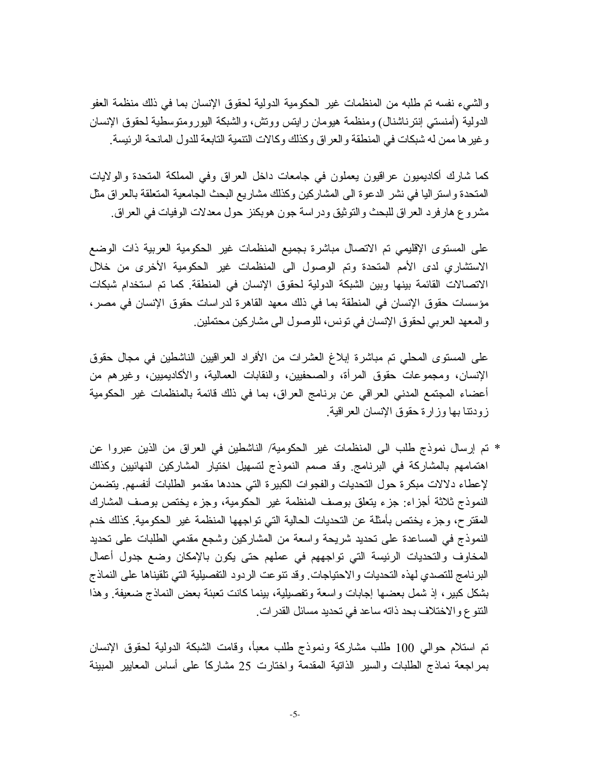والشيء نفسه تم طلبه من المنظمات غير الحكومية الدولية لحقوق الإنسان بما في ذلك منظمة العفو الدولية (أمنستي إنترناشنال) ومنظمة هيومان رايتس ووتش، والشبكة اليورومتوسطية لحقوق الإنسان وغيرها ممن له شبكات في المنطقة والعراق وكذلك وكالات التنمية التابعة للدول المانحة الرئيسة.

كما شارك أكاديميون عراقيون يعملون في جامعات داخل العراق وفي المملكة المتحدة والولايات المتحدة واستراليا في نشر الدعوة الى المشاركين وكذلك مشاريع البحث الجامعية المتعلقة بالعراق مثل مشروع هارفرد العراق للبحث والتوثيق ودراسة جون هوبكنز حول معدلات الوفيات في العراق.

على المستوى الإقليمي تم الاتصال مباشرة بجميع المنظمات غير الحكومية العربية ذات الوضع الاستشاري لدى الأمم المتحدة وتم الوصول الى المنظمات غير الحكومية الأخرى من خلال الاتصالات القائمة بينها وبين الشبكة الدولية لحقوق الإنسان في المنطقة. كما تم استخدام شبكات مؤسسات حقوق الإنسان في المنطقة بما في ذلك معهد القاهرة لدراسات حقوق الإنسان في مصر، والمعهد العربي لحقوق الإنسان في تونس، للوصول الى مشاركين محتملين.

على المستوى المحلي تم مباشرة إبلاغ العشرات من الأفراد العراقيين الناشطين في مجال حقوق الإنسان، ومجموعات حقوق المرأة، والصحفيين، والنقابات العمالية، والأكاديميين، وغيرهم من أعضاء المجتمع المدني العراقي عن برنامج العراق، بما في ذلك قائمة بالمنظمات غير الحكومية زودتنا بها وزارة حقوق الإنسان العراقية.

* تم إرسال نموذج طلب الى المنظمات غير الحكومية/ الناشطين في العراق من الذين عبروا عن اهتمامهم بالمشاركة في البرنامج. وقد صمم النموذج لتسهيل اختيار المشاركين النهائيين وكذلك لإعطاء دلالات مبكرة حول التحديات والفجوات الكبيرة التي حددها مقدمو الطلبات أنفسهم. يتضمن النموذج ثلاثة أجزاء: جزء يتعلق بوصف المنظمة غير الحكومية، وجزء يختص بوصف المشارك المقترح، وجزء يختص بأمثلة عن التحديات الحالية التي تواجهها المنظمة غير الحكومية. كذلك خدم النموذج في المساعدة على تحديد شريحة واسعة من المشاركين وشجع مقدمي الطلبات على تحديد المخاوف والتحديات الرئيسة التي تواجههم في عملهم حتى يكون بالإمكان وضع جدول أعمال البرنامج للتصدي لهذه التحديات والاحتياجات. وقد تنوعت الردود التفصيلية التي تلقيناها على النماذج بشكل كبير، إذ شمل بعضها إجابات واسعة وتفصيلية، بينما كانت تعبئة بعض النماذج ضعيفة. وهذا التنوع والاختلاف بحد ذاته ساعد في تحديد مسائل القدرات.

تم استلام حوالي 100 طلب مشاركة ونموذج طلب معبأ، وقامت الشبكة الدولية لحقوق الإنسان بمراجعة نماذج الطلبات والسير الذاتية المقدمة واختارت 25 مشاركاً على أساس المعايير المبينة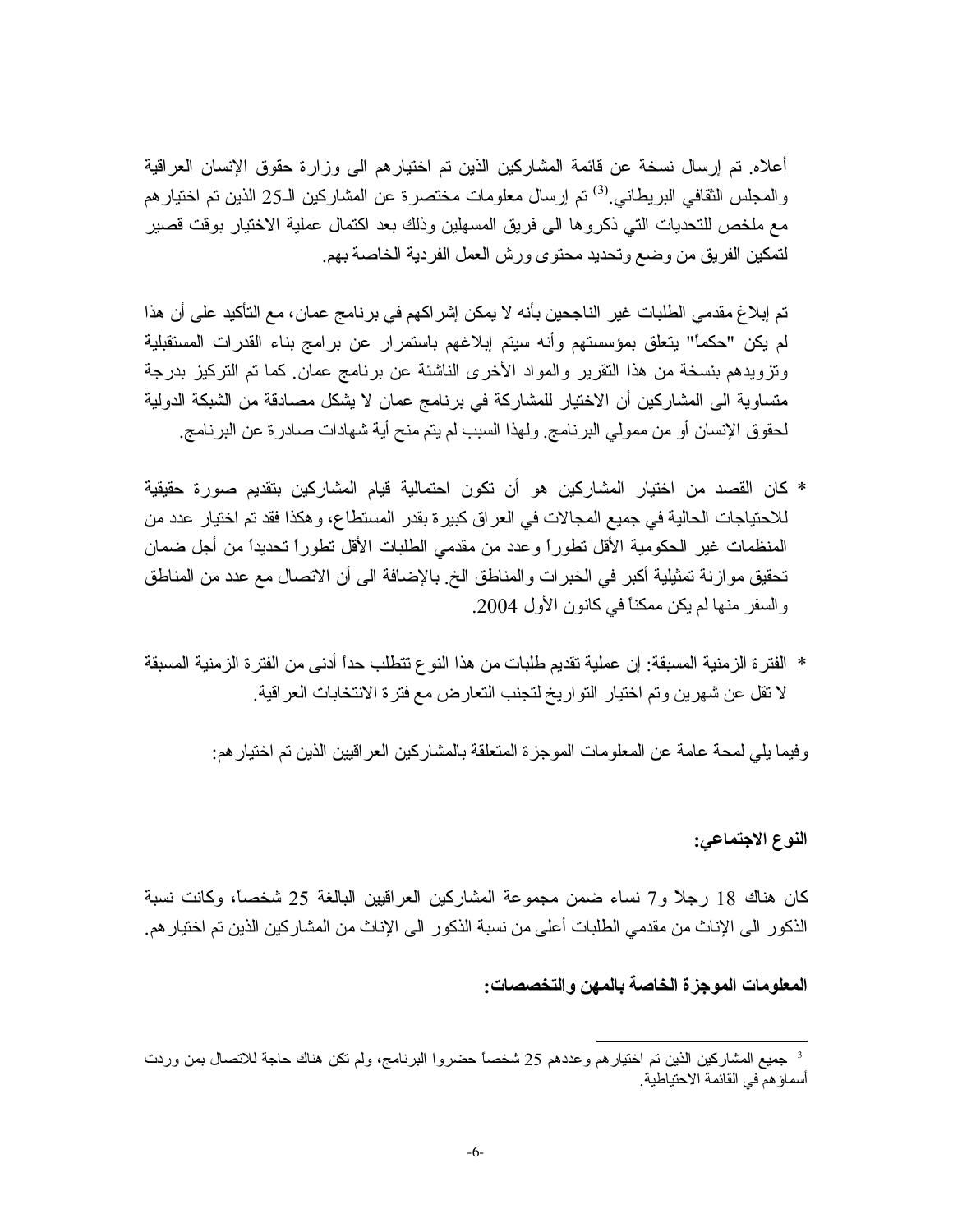أعلاه. تم إرسال نسخة عن قائمة المشاركين الذين تم اختيارهم الى وزارة حقوق الإنسان العراقية والمجلس الثقافي البريطاني.[3] تم إرسال معلومات مختصرة عن المشاركين الـ25 الذين تم اختيارهم مع ملخص للتحديات التي ذكروها الى فريق المسهلين وذلك بعد اكتمال عملية الاختيار بوقت قصير لتمكين الفريق من وضع وتحديد محتوى ورش العمل الفردية الخاصة بهم.

تم إبلاغ مقدمي الطلبات غير الناجحين بأنه لا يمكن إشراكهم في برنامج عمان، مع التأكيد على أن هذا لم يكن "حكماً" يتعلق بمؤسستهم وأنه سيتم إبلاغهم باستمرار عن برامج بناء القدرات المستقبلية وتزويدهم بنسخة من هذا التقرير والمواد الأخرى الناشئة عن برنامج عمان. كما تم التركيز بدرجة متساوية الى المشاركين أن الاختيار للمشاركة في برنامج عمان لا يشكل مصادقة من الشبكة الدولية لحقوق الإنسان أو من ممولي البرنامج. ولهذا السبب لم يتم منح أية شهادات صادرة عن البرنامج.

* كان القصد من اختيار المشاركين هو أن تكون احتمالية قيام المشاركين بتقديم صورة حقيقية للاحتياجات الحالية في جميع المجالات في العراق كبيرة بقدر المستطاع، وهكذا فقد تم اختيار عدد من المنظمات غير الحكومية الأقل تطوراً وعدد من مقدمي الطلبات الأقل تطوراً تحديداً من أجل ضمان تحقيق موازنة تمثيلية أكبر في الخبرات والمناطق الخ. بالإضافة الى أن الاتصال مع عدد من المناطق والسفر منها لم يكن ممكناً في كانون الأول 2004.

* الفترة الزمنية المسبقة: إن عملية تقديم طلبات من هذا النوع تتطلب حداً أدنى من الفترة الزمنية المسبقة لا تقل عن شهرين وتم اختيار التواريخ لتجنب التعارض مع فترة الانتخابات العراقية.

وفيما يلي لمحة عامة عن المعلومات الموجزة المتعلقة بالمشاركين العراقيين الذين تم اختيارهم:

**النوع الاجتماعي:**

كان هناك 18 رجلاً و7 نساء ضمن مجموعة المشاركين العراقيين البالغة 25 شخصاً، وكانت نسبة الذكور الى الإناث من مقدمي الطلبات أعلى من نسبة الذكور الى الإناث من المشاركين الذين تم اختيارهم.

**المعلومات الموجزة الخاصة بالمهن والتخصصات:**

---

[3] جميع المشاركين الذين تم اختيارهم وعددهم 25 شخصاً حضروا البرنامج، ولم تكن هناك حاجة للاتصال بمن وردت أسماؤهم في القائمة الاحتياطية.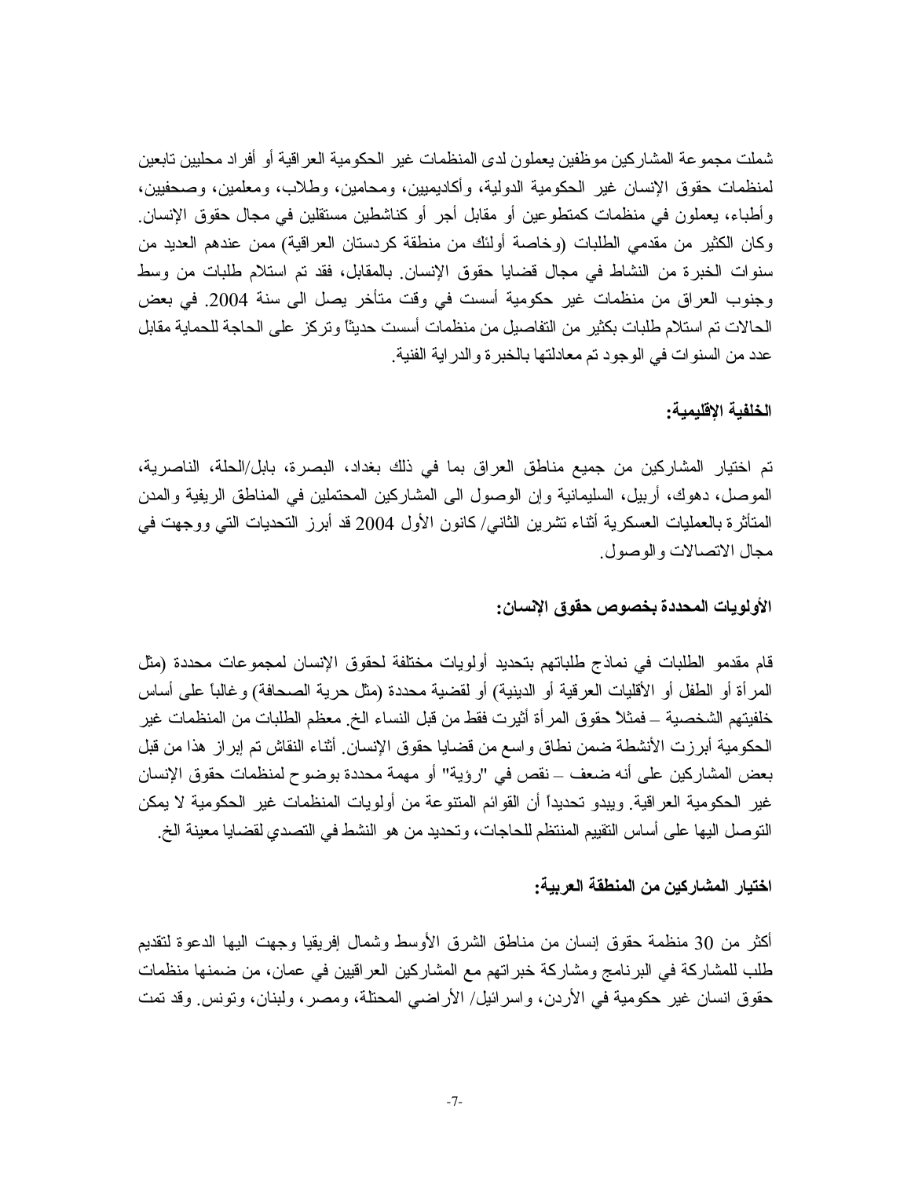شملت مجموعة المشاركين موظفين يعملون لدى المنظمات غير الحكومية العراقية أو أفراد محليين تابعين لمنظمات حقوق الإنسان غير الحكومية الدولية، وأكاديميين، ومحامين، وطلاب، ومعلمين، وصحفيين، وأطباء، يعملون في منظمات كمتطوعين أو مقابل أجر أو كناشطين مستقلين في مجال حقوق الإنسان. وكان الكثير من مقدمي الطلبات (وخاصة أولئك من منطقة كردستان العراقية) ممن عندهم العديد من سنوات الخبرة من النشاط في مجال قضايا حقوق الإنسان. بالمقابل، فقد تم استلام طلبات من وسط وجنوب العراق من منظمات غير حكومية أسست في وقت متأخر يصل الى سنة 2004. في بعض الحالات تم استلام طلبات بكثير من التفاصيل من منظمات أسست حديثاً وتركز على الحاجة للحماية مقابل عدد من السنوات في الوجود تم معادلتها بالخبرة والدراية الفنية.

**الخلفية الإقليمية:**

تم اختيار المشاركين من جميع مناطق العراق بما في ذلك بغداد، البصرة، بابل/الحلة، الناصرية، الموصل، دهوك، أربيل، السليمانية وإن الوصول الى المشاركين المحتملين في المناطق الريفية والمدن المتأثرة بالعمليات العسكرية أثناء تشرين الثاني/ كانون الأول 2004 قد أبرز التحديات التي ووجهت في مجال الاتصالات والوصول.

**الأولويات المحددة بخصوص حقوق الإنسان:**

قام مقدمو الطلبات في نماذج طلباتهم بتحديد أولويات مختلفة لحقوق الإنسان لمجموعات محددة (مثل المرأة أو الطفل أو الأقليات العرقية أو الدينية) أو لقضية محددة (مثل حرية الصحافة) وغالباً على أساس خلفيتهم الشخصية – فمثلاً حقوق المرأة أثيرت فقط من قبل النساء الخ. معظم الطلبات من المنظمات غير الحكومية أبرزت الأنشطة ضمن نطاق واسع من قضايا حقوق الإنسان. أثناء النقاش تم إبراز هذا من قبل بعض المشاركين على أنه ضعف – نقص في "رؤية" أو مهمة محددة بوضوح لمنظمات حقوق الإنسان غير الحكومية العراقية. ويبدو تحديداً أن القوائم المتنوعة من أولويات المنظمات غير الحكومية لا يمكن التوصل اليها على أساس التقييم المنتظم للحاجات، وتحديد من هو النشط في التصدي لقضايا معينة الخ.

**اختيار المشاركين من المنطقة العربية:**

أكثر من 30 منظمة حقوق إنسان من مناطق الشرق الأوسط وشمال إفريقيا وجهت اليها الدعوة لتقديم طلب للمشاركة في البرنامج ومشاركة خبراتهم مع المشاركين العراقيين في عمان، من ضمنها منظمات حقوق انسان غير حكومية في الأردن، واسرائيل/ الأراضي المحتلة، ومصر، ولبنان، وتونس. وقد تمت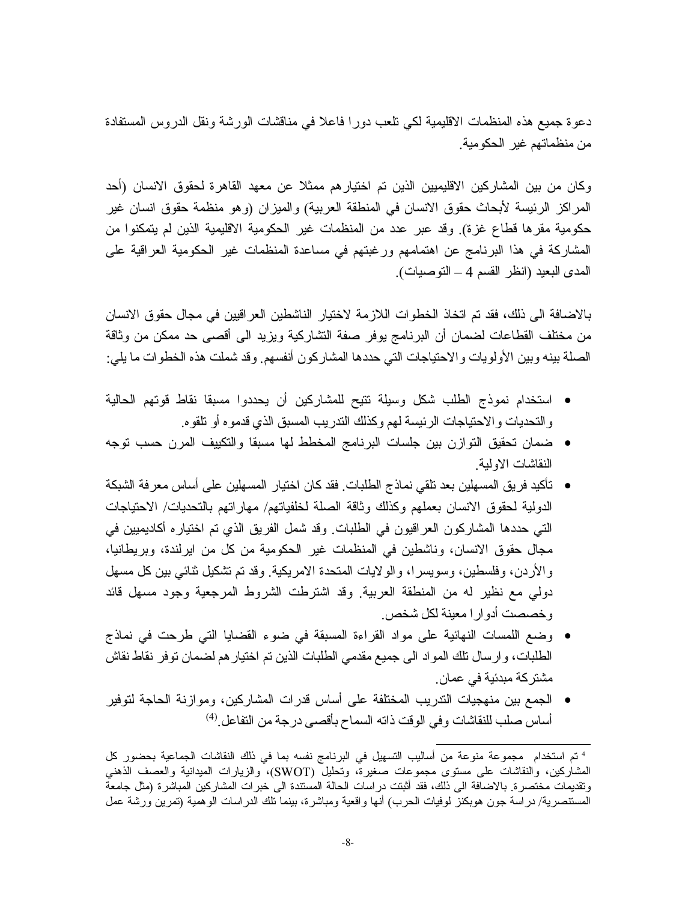دعوة جميع هذه المنظمات الاقليمية لكي تلعب دورا فاعلا في مناقشات الورشة ونقل الدروس المستفادة من منظماتهم غير الحكومية.

وكان من بين المشاركين الاقليميين الذين تم اختيارهم ممثلا عن معهد القاهرة لحقوق الانسان (أحد المراكز الرئيسة لأبحاث حقوق الانسان في المنطقة العربية) والميزان (وهو منظمة حقوق انسان غير حكومية مقرها قطاع غزة). وقد عبر عدد من المنظمات غير الحكومية الاقليمية الذين لم يتمكنوا من المشاركة في هذا البرنامج عن اهتمامهم ورغبتهم في مساعدة المنظمات غير الحكومية العراقية على المدى البعيد (انظر القسم 4 – التوصيات).

بالاضافة الى ذلك، فقد تم اتخاذ الخطوات اللازمة لاختيار الناشطين العراقيين في مجال حقوق الانسان من مختلف القطاعات لضمان أن البرنامج يوفر صفة التشاركية ويزيد الى أقصى حد ممكن من وثاقة الصلة بينه وبين الأولويات والاحتياجات التي حددها المشاركون أنفسهم. وقد شملت هذه الخطوات ما يلي:

- استخدام نموذج الطلب شكل وسيلة تتيح للمشاركين أن يحددوا مسبقا نقاط قوتهم الحالية والتحديات والاحتياجات الرئيسة لهم وكذلك التدريب المسبق الذي قدموه أو تلقوه.
- ضمان تحقيق التوازن بين جلسات البرنامج المخطط لها مسبقا والتكييف المرن حسب توجه النقاشات الاولية.
- تأكيد فريق المسهلين بعد تلقي نماذج الطلبات. فقد كان اختيار المسهلين على أساس معرفة الشبكة الدولية لحقوق الانسان بعملهم وكذلك وثاقة الصلة لخلفياتهم/ مهاراتهم بالتحديات/ الاحتياجات التي حددها المشاركون العراقيون في الطلبات. وقد شمل الفريق الذي تم اختياره أكاديميين في مجال حقوق الانسان، وناشطين في المنظمات غير الحكومية من كل من ايرلندة، وبريطانيا، والأردن، وفلسطين، وسويسرا، والولايات المتحدة الامريكية. وقد تم تشكيل ثنائي بين كل مسهل دولي مع نظير له من المنطقة العربية. وقد اشترطت الشروط المرجعية وجود مسهل قائد وخصصت أدوارا معينة لكل شخص.
- وضع اللمسات النهائية على مواد القراءة المسبقة في ضوء القضايا التي طرحت في نماذج الطلبات، وارسال تلك المواد الى جميع مقدمي الطلبات الذين تم اختيارهم لضمان توفر نقاط نقاش مشتركة مبدئية في عمان.
- الجمع بين منهجيات التدريب المختلفة على أساس قدرات المشاركين، وموازنة الحاجة لتوفير أساس صلب للنقاشات وفي الوقت ذاته السماح بأقصى درجة من التفاعل.[4]

---

[4] تم استخدام مجموعة منوعة من أساليب التسهيل في البرنامج نفسه بما في ذلك النقاشات الجماعية بحضور كل المشاركين، والنقاشات على مستوى مجموعات صغيرة، وتحليل (SWOT)، والزيارات الميدانية والعصف الذهني وتقديمات مختصرة. بالاضافة الى ذلك، فقد أثبتت دراسات الحالة المستندة الى خبرات المشاركين المباشرة (مثل جامعة المستنصرية/ دراسة جون هوبكنز لوفيات الحرب) أنها واقعية ومباشرة، بينما تلك الدراسات الوهمية (تمرين ورشة عمل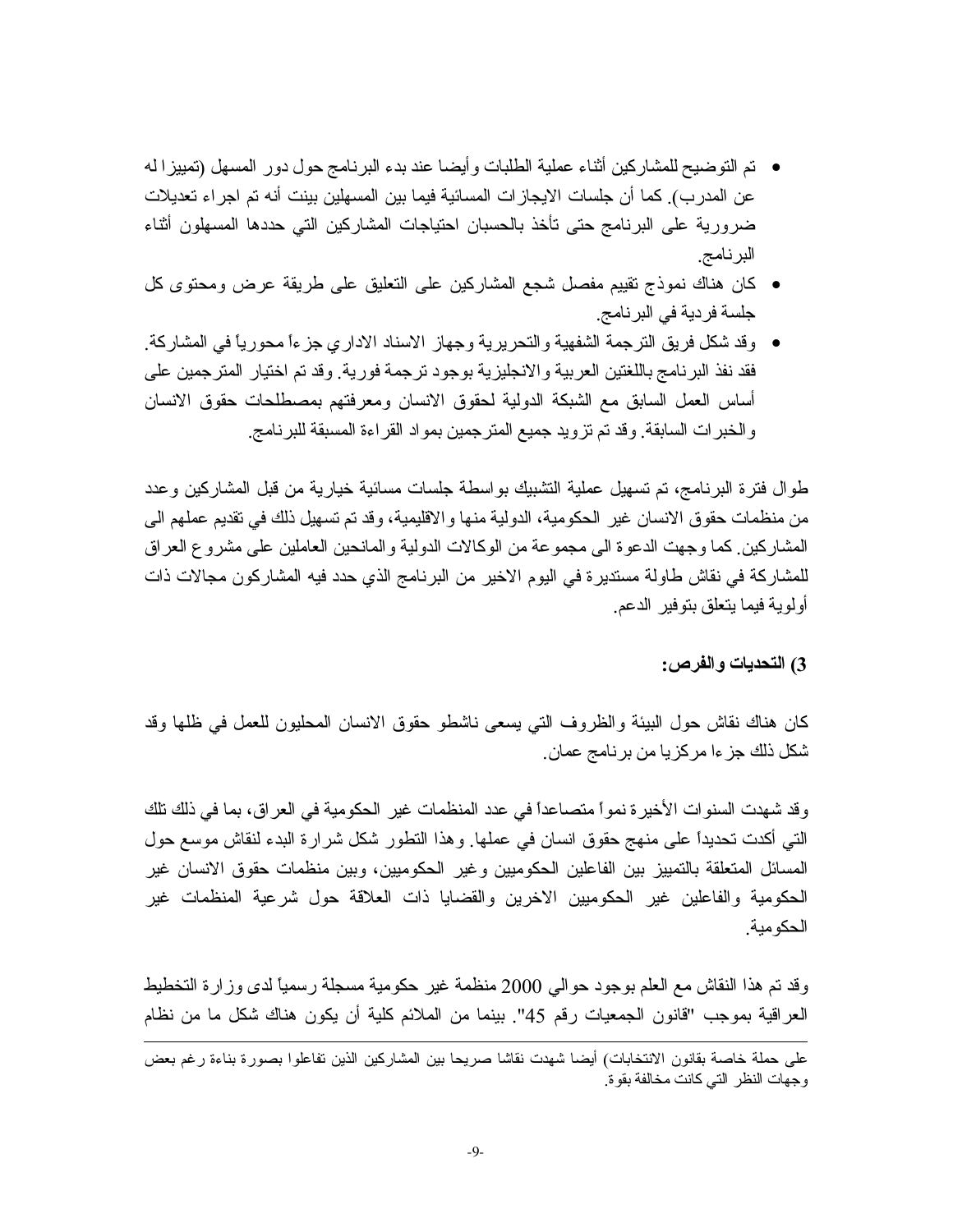- تم التوضيح للمشاركين أثناء عملية الطلبات وأيضا عند بدء البرنامج حول دور المسهل (تمييزا له عن المدرب). كما أن جلسات الايجازات المسائية فيما بين المسهلين بينت أنه تم اجراء تعديلات ضرورية على البرنامج حتى تأخذ بالحسبان احتياجات المشاركين التي حددها المسهلون أثناء البرنامج.
- كان هناك نموذج تقييم مفصل شجع المشاركين على التعليق على طريقة عرض ومحتوى كل جلسة فردية في البرنامج.
- وقد شكل فريق الترجمة الشفهية والتحريرية وجهاز الاسناد الاداري جزءاً محورياً في المشاركة. فقد نفذ البرنامج باللغتين العربية والانجليزية بوجود ترجمة فورية. وقد تم اختيار المترجمين على أساس العمل السابق مع الشبكة الدولية لحقوق الانسان ومعرفتهم بمصطلحات حقوق الانسان والخبرات السابقة. وقد تم تزويد جميع المترجمين بمواد القراءة المسبقة للبرنامج.

طوال فترة البرنامج، تم تسهيل عملية التشبيك بواسطة جلسات مسائية خيارية من قبل المشاركين وعدد من منظمات حقوق الانسان غير الحكومية، الدولية منها والاقليمية، وقد تم تسهيل ذلك في تقديم عملهم الى المشاركين. كما وجهت الدعوة الى مجموعة من الوكالات الدولية والمانحين العاملين على مشروع العراق للمشاركة في نقاش طاولة مستديرة في اليوم الاخير من البرنامج الذي حدد فيه المشاركون مجالات ذات أولوية فيما يتعلق بتوفير الدعم.

**3) التحديات والفرص:**

كان هناك نقاش حول البيئة والظروف التي يسعى ناشطو حقوق الانسان المحليون للعمل في ظلها وقد شكل ذلك جزءا مركزيا من برنامج عمان.

وقد شهدت السنوات الأخيرة نمواً متصاعداً في عدد المنظمات غير الحكومية في العراق، بما في ذلك تلك التي أكدت تحديداً على منهج حقوق انسان في عملها. وهذا التطور شكل شرارة البدء لنقاش موسع حول المسائل المتعلقة بالتمييز بين الفاعلين الحكوميين وغير الحكوميين، وبين منظمات حقوق الانسان غير الحكومية والفاعلين غير الحكوميين الاخرين والقضايا ذات العلاقة حول شرعية المنظمات غير الحكومية.

وقد تم هذا النقاش مع العلم بوجود حوالي 2000 منظمة غير حكومية مسجلة رسمياً لدى وزارة التخطيط العراقية بموجب "قانون الجمعيات رقم 45". بينما من الملائم كلية أن يكون هناك شكل ما من نظام

---

على حملة خاصة بقانون الانتخابات) أيضا شهدت نقاشا صريحا بين المشاركين الذين تفاعلوا بصورة بناءة رغم بعض وجهات النظر التي كانت مخالفة بقوة.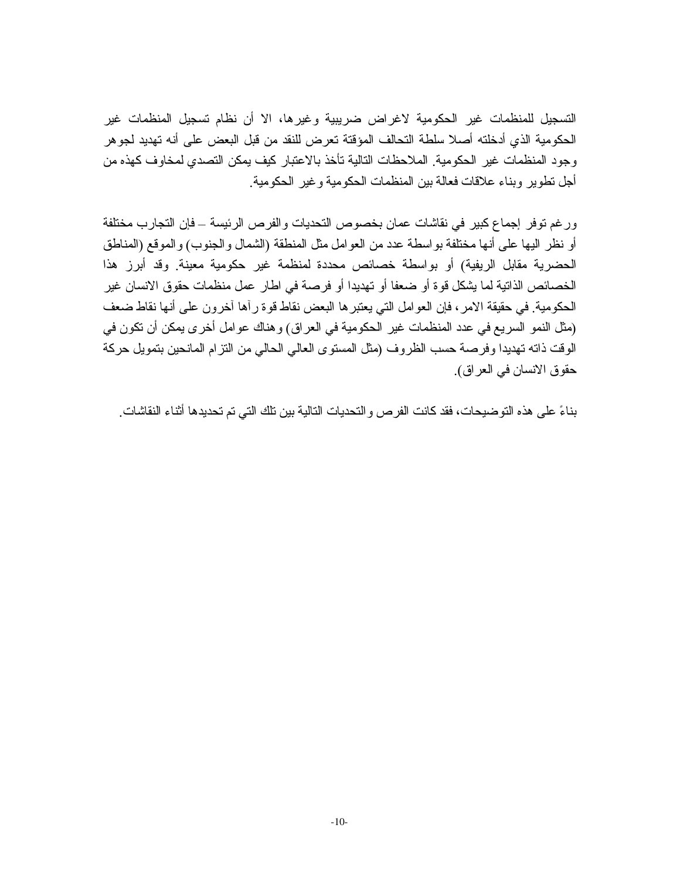التسجيل للمنظمات غير الحكومية لاغراض ضريبية وغيرها، الا أن نظام تسجيل المنظمات غير الحكومية الذي أدخلته أصلا سلطة التحالف المؤقتة تعرض للنقد من قبل البعض على أنه تهديد لجوهر وجود المنظمات غير الحكومية. الملاحظات التالية تأخذ بالاعتبار كيف يمكن التصدي لمخاوف كهذه من أجل تطوير وبناء علاقات فعالة بين المنظمات الحكومية وغير الحكومية.

ورغم توفر إجماع كبير في نقاشات عمان بخصوص التحديات والفرص الرئيسة – فإن التجارب مختلفة أو نظر اليها على أنها مختلفة بواسطة عدد من العوامل مثل المنطقة (الشمال والجنوب) والموقع (المناطق الحضرية مقابل الريفية) أو بواسطة خصائص محددة لمنظمة غير حكومية معينة. وقد أبرز هذا الخصائص الذاتية لما يشكل قوة أو ضعفا أو تهديدا أو فرصة في اطار عمل منظمات حقوق الانسان غير الحكومية. في حقيقة الامر، فإن العوامل التي يعتبرها البعض نقاط قوة رآها آخرون على أنها نقاط ضعف (مثل النمو السريع في عدد المنظمات غير الحكومية في العراق) وهناك عوامل أخرى يمكن أن تكون في الوقت ذاته تهديدا وفرصة حسب الظروف (مثل المستوى العالي الحالي من التزام المانحين بتمويل حركة حقوق الانسان في العراق).

بناءً على هذه التوضيحات، فقد كانت الفرص والتحديات التالية بين تلك التي تم تحديدها أثناء النقاشات.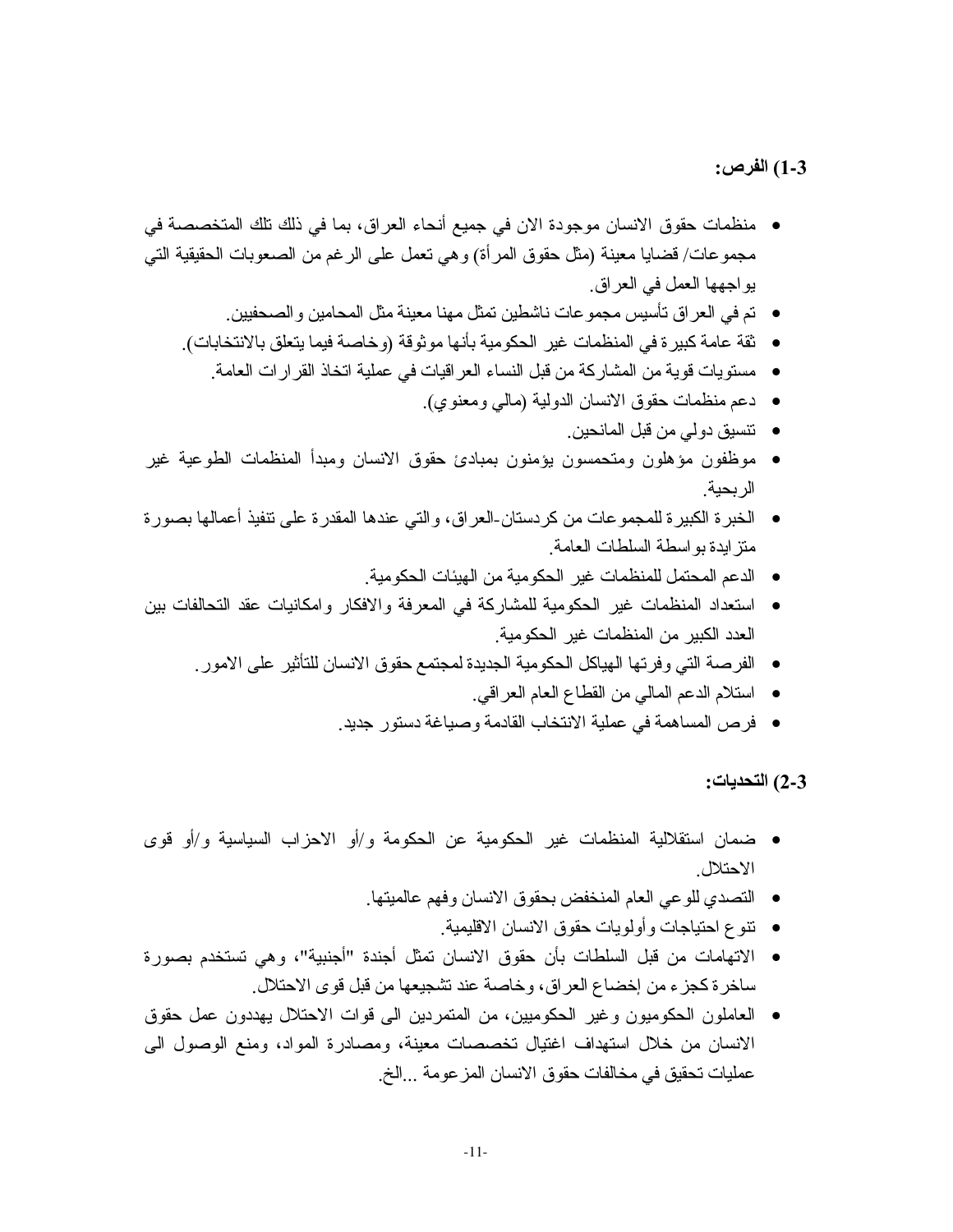### 3-1) الفرص:

- منظمات حقوق الانسان موجودة الان في جميع أنحاء العراق، بما في ذلك تلك المتخصصة في مجموعات/ قضايا معينة (مثل حقوق المرأة) وهي تعمل على الرغم من الصعوبات الحقيقية التي يواجهها العمل في العراق.
- تم في العراق تأسيس مجموعات ناشطين تمثل مهنا معينة مثل المحامين والصحفيين.
- ثقة عامة كبيرة في المنظمات غير الحكومية بأنها موثوقة (وخاصة فيما يتعلق بالانتخابات).
- مستويات قوية من المشاركة من قبل النساء العراقيات في عملية اتخاذ القرارات العامة.
- دعم منظمات حقوق الانسان الدولية (مالي ومعنوي).
- تنسيق دولي من قبل المانحين.
- موظفون مؤهلون ومتحمسون يؤمنون بمبادئ حقوق الانسان ومبدأ المنظمات الطوعية غير الربحية.
- الخبرة الكبيرة للمجموعات من كردستان-العراق، والتي عندها المقدرة على تنفيذ أعمالها بصورة متزايدة بواسطة السلطات العامة.
- الدعم المحتمل للمنظمات غير الحكومية من الهيئات الحكومية.
- استعداد المنظمات غير الحكومية للمشاركة في المعرفة والافكار وامكانيات عقد التحالفات بين العدد الكبير من المنظمات غير الحكومية.
- الفرصة التي وفرتها الهياكل الحكومية الجديدة لمجتمع حقوق الانسان للتأثير على الامور.
- استلام الدعم المالي من القطاع العام العراقي.
- فرص المساهمة في عملية الانتخاب القادمة وصياغة دستور جديد.

### 3-2) التحديات:

- ضمان استقلالية المنظمات غير الحكومية عن الحكومة و/أو الاحزاب السياسية و/أو قوى الاحتلال.
- التصدي للوعي العام المنخفض بحقوق الانسان وفهم عالميتها.
- تنوع احتياجات وأولويات حقوق الانسان الاقليمية.
- الاتهامات من قبل السلطات بأن حقوق الانسان تمثل أجندة "أجنبية"، وهي تستخدم بصورة ساخرة كجزء من إخضاع العراق، وخاصة عند تشجيعها من قبل قوى الاحتلال.
- العاملون الحكوميون وغير الحكوميين، من المتمردين الى قوات الاحتلال يهددون عمل حقوق الانسان من خلال استهداف اغتيال تخصصات معينة، ومصادرة المواد، ومنع الوصول الى عمليات تحقيق في مخالفات حقوق الانسان المزعومة ...الخ.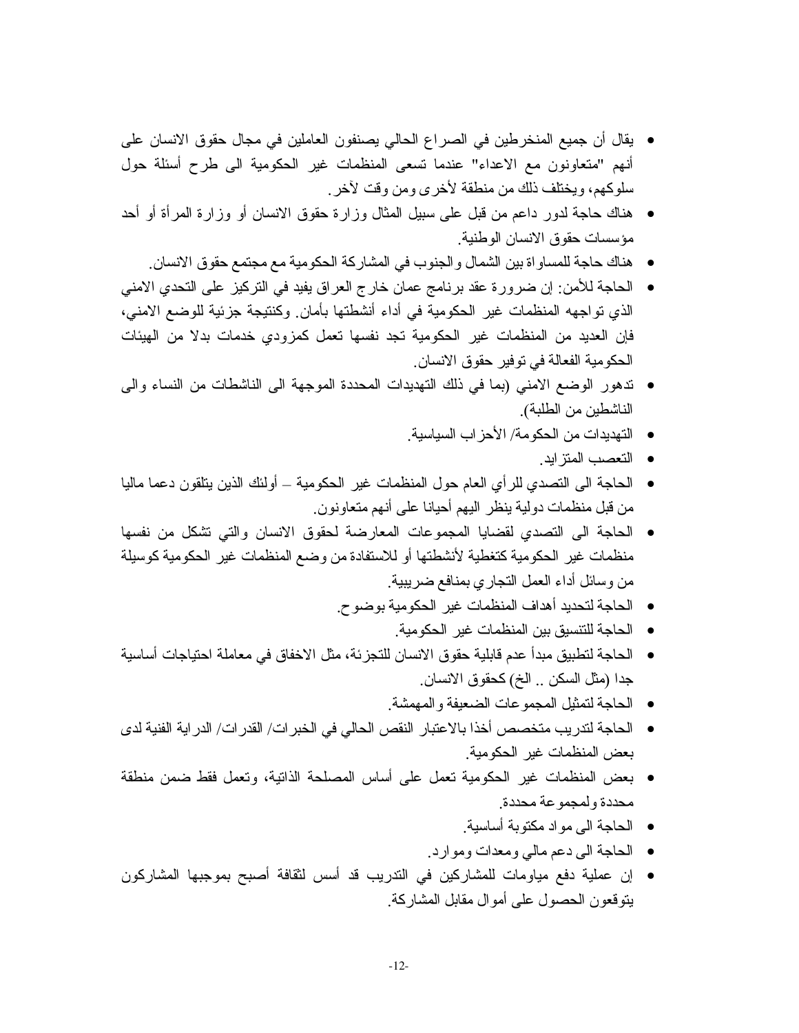- يقال أن جميع المنخرطين في الصراع الحالي يصنفون العاملين في مجال حقوق الانسان على أنهم "متعاونون مع الاعداء" عندما تسعى المنظمات غير الحكومية الى طرح أسئلة حول سلوكهم، ويختلف ذلك من منطقة لأخرى ومن وقت لآخر.
- هناك حاجة لدور داعم من قبل على سبيل المثال وزارة حقوق الانسان أو وزارة المرأة أو أحد مؤسسات حقوق الانسان الوطنية.
- هناك حاجة للمساواة بين الشمال والجنوب في المشاركة الحكومية مع مجتمع حقوق الانسان.
- الحاجة للأمن: إن ضرورة عقد برنامج عمان خارج العراق يفيد في التركيز على التحدي الامني الذي تواجهه المنظمات غير الحكومية في أداء أنشطتها بأمان. وكنتيجة جزئية للوضع الامني، فإن العديد من المنظمات غير الحكومية تجد نفسها تعمل كمزودي خدمات بدلا من الهيئات الحكومية الفعالة في توفير حقوق الانسان.
- تدهور الوضع الامني (بما في ذلك التهديدات المحددة الموجهة الى الناشطات من النساء والى الناشطين من الطلبة).
- التهديدات من الحكومة/ الأحزاب السياسية.
- التعصب المتزايد.
- الحاجة الى التصدي للرأي العام حول المنظمات غير الحكومية – أولئك الذين يتلقون دعما ماليا من قبل منظمات دولية ينظر اليهم أحيانا على أنهم متعاونون.
- الحاجة الى التصدي لقضايا المجموعات المعارضة لحقوق الانسان والتي تشكل من نفسها منظمات غير الحكومية كتغطية لأنشطتها أو للاستفادة من وضع المنظمات غير الحكومية كوسيلة من وسائل أداء العمل التجاري بمنافع ضريبية.
- الحاجة لتحديد أهداف المنظمات غير الحكومية بوضوح.
- الحاجة للتنسيق بين المنظمات غير الحكومية.
- الحاجة لتطبيق مبدأ عدم قابلية حقوق الانسان للتجزئة، مثل الاخفاق في معاملة احتياجات أساسية جدا (مثل السكن .. الخ) كحقوق الانسان.
- الحاجة لتمثيل المجموعات الضعيفة والمهمشة.
- الحاجة لتدريب متخصص أخذا بالاعتبار النقص الحالي في الخبرات/ القدرات/ الدراية الفنية لدى بعض المنظمات غير الحكومية.
- بعض المنظمات غير الحكومية تعمل على أساس المصلحة الذاتية، وتعمل فقط ضمن منطقة محددة ولمجموعة محددة.
- الحاجة الى مواد مكتوبة أساسية.
- الحاجة الى دعم مالي ومعدات وموارد.
- إن عملية دفع مياومات للمشاركين في التدريب قد أسس لثقافة أصبح بموجبها المشاركون يتوقعون الحصول على أموال مقابل المشاركة.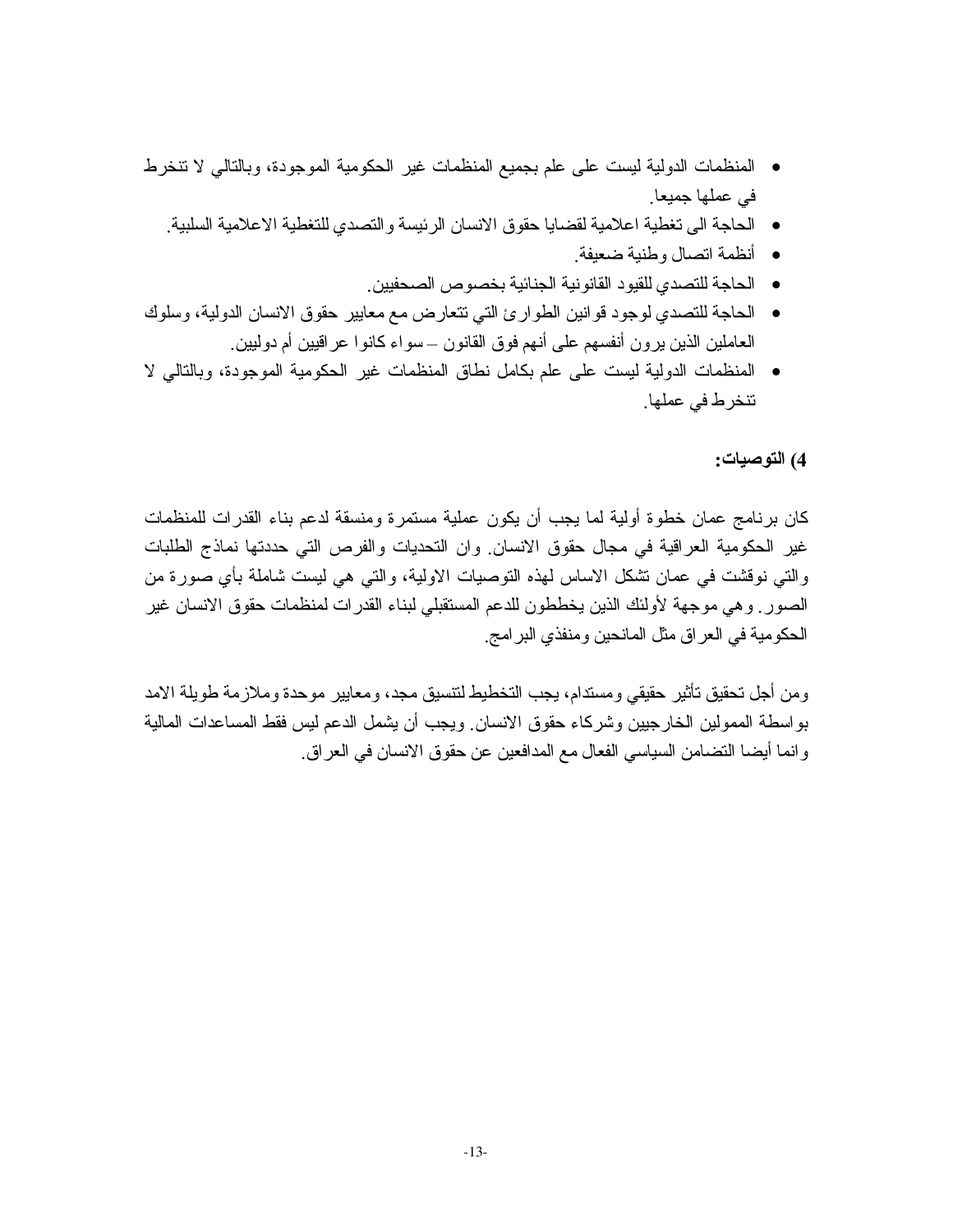- المنظمات الدولية ليست على علم بجميع المنظمات غير الحكومية الموجودة، وبالتالي لا تنخرط في عملها جميعا.
- الحاجة الى تغطية اعلامية لقضايا حقوق الانسان الرئيسة والتصدي للتغطية الاعلامية السلبية.
- أنظمة اتصال وطنية ضعيفة.
- الحاجة للتصدي للقيود القانونية الجنائية بخصوص الصحفيين.
- الحاجة للتصدي لوجود قوانين الطوارئ التي تتعارض مع معايير حقوق الانسان الدولية، وسلوك العاملين الذين يرون أنفسهم على أنهم فوق القانون – سواء كانوا عراقيين أم دوليين.
- المنظمات الدولية ليست على علم بكامل نطاق المنظمات غير الحكومية الموجودة، وبالتالي لا تنخرط في عملها.

**4) التوصيات:**

كان برنامج عمان خطوة أولية لما يجب أن يكون عملية مستمرة ومنسقة لدعم بناء القدرات للمنظمات غير الحكومية العراقية في مجال حقوق الانسان. وان التحديات والفرص التي حددتها نماذج الطلبات والتي نوقشت في عمان تشكل الاساس لهذه التوصيات الاولية، والتي هي ليست شاملة بأي صورة من الصور. وهي موجهة لأولئك الذين يخططون للدعم المستقبلي لبناء القدرات لمنظمات حقوق الانسان غير الحكومية في العراق مثل المانحين ومنفذي البرامج.

ومن أجل تحقيق تأثير حقيقي ومستدام، يجب التخطيط لتنسيق مجد، ومعايير موحدة وملازمة طويلة الامد بواسطة الممولين الخارجيين وشركاء حقوق الانسان. ويجب أن يشمل الدعم ليس فقط المساعدات المالية وانما أيضا التضامن السياسي الفعال مع المدافعين عن حقوق الانسان في العراق.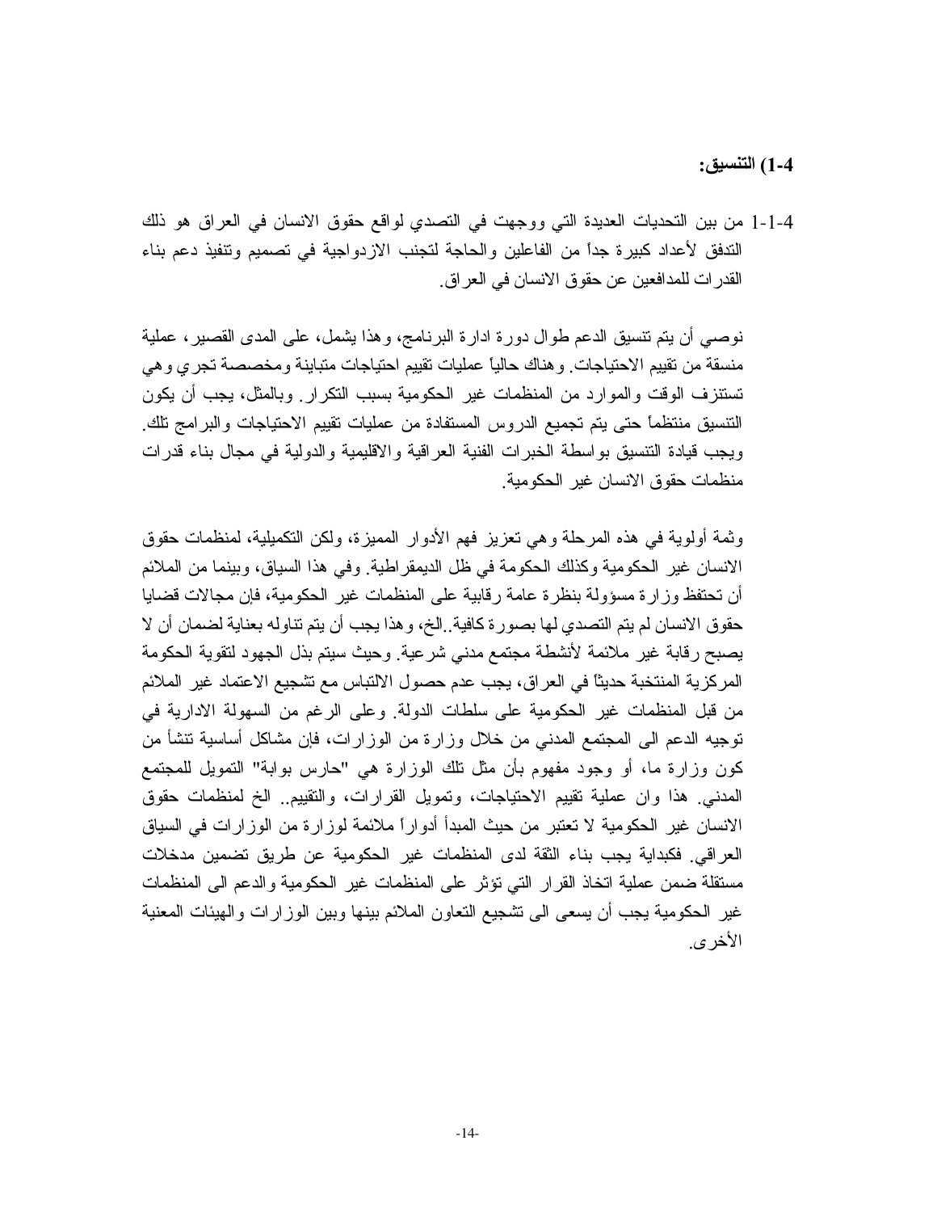**1-4) التنسيق:**

1-1-4 من بين التحديات العديدة التي ووجهت في التصدي لواقع حقوق الانسان في العراق هو ذلك التدفق لأعداد كبيرة جداً من الفاعلين والحاجة لتجنب الازدواجية في تصميم وتنفيذ دعم بناء القدرات للمدافعين عن حقوق الانسان في العراق.

نوصي أن يتم تنسيق الدعم طوال دورة ادارة البرنامج، وهذا يشمل، على المدى القصير، عملية منسقة من تقييم الاحتياجات. وهناك حالياً عمليات تقييم احتياجات متباينة ومخصصة تجري وهي تستنزف الوقت والموارد من المنظمات غير الحكومية بسبب التكرار. وبالمثل، يجب أن يكون التنسيق منتظماً حتى يتم تجميع الدروس المستفادة من عمليات تقييم الاحتياجات والبرامج تلك. ويجب قيادة التنسيق بواسطة الخبرات الفنية العراقية والاقليمية والدولية في مجال بناء قدرات منظمات حقوق الانسان غير الحكومية.

وثمة أولوية في هذه المرحلة وهي تعزيز فهم الأدوار المميزة، ولكن التكميلية، لمنظمات حقوق الانسان غير الحكومية وكذلك الحكومة في ظل الديمقراطية. وفي هذا السياق، وبينما من الملائم أن تحتفظ وزارة مسؤولة بنظرة عامة رقابية على المنظمات غير الحكومية، فإن مجالات قضايا حقوق الانسان لم يتم التصدي لها بصورة كافية..الخ، وهذا يجب أن يتم تناوله بعناية لضمان أن لا يصبح رقابة غير ملائمة لأنشطة مجتمع مدني شرعية. وحيث سيتم بذل الجهود لتقوية الحكومة المركزية المنتخبة حديثاً في العراق، يجب عدم حصول الالتباس مع تشجيع الاعتماد غير الملائم من قبل المنظمات غير الحكومية على سلطات الدولة. وعلى الرغم من السهولة الادارية في توجيه الدعم الى المجتمع المدني من خلال وزارة من الوزارات، فإن مشاكل أساسية تنشأ من كون وزارة ما، أو وجود مفهوم بأن مثل تلك الوزارة هي "حارس بوابة" التمويل للمجتمع المدني. هذا وان عملية تقييم الاحتياجات، وتمويل القرارات، والتقييم.. الخ لمنظمات حقوق الانسان غير الحكومية لا تعتبر من حيث المبدأ أدواراً ملائمة لوزارة من الوزارات في السياق العراقي. فكبداية يجب بناء الثقة لدى المنظمات غير الحكومية عن طريق تضمين مدخلات مستقلة ضمن عملية اتخاذ القرار التي تؤثر على المنظمات غير الحكومية والدعم الى المنظمات غير الحكومية يجب أن يسعى الى تشجيع التعاون الملائم بينها وبين الوزارات والهيئات المعنية الأخرى.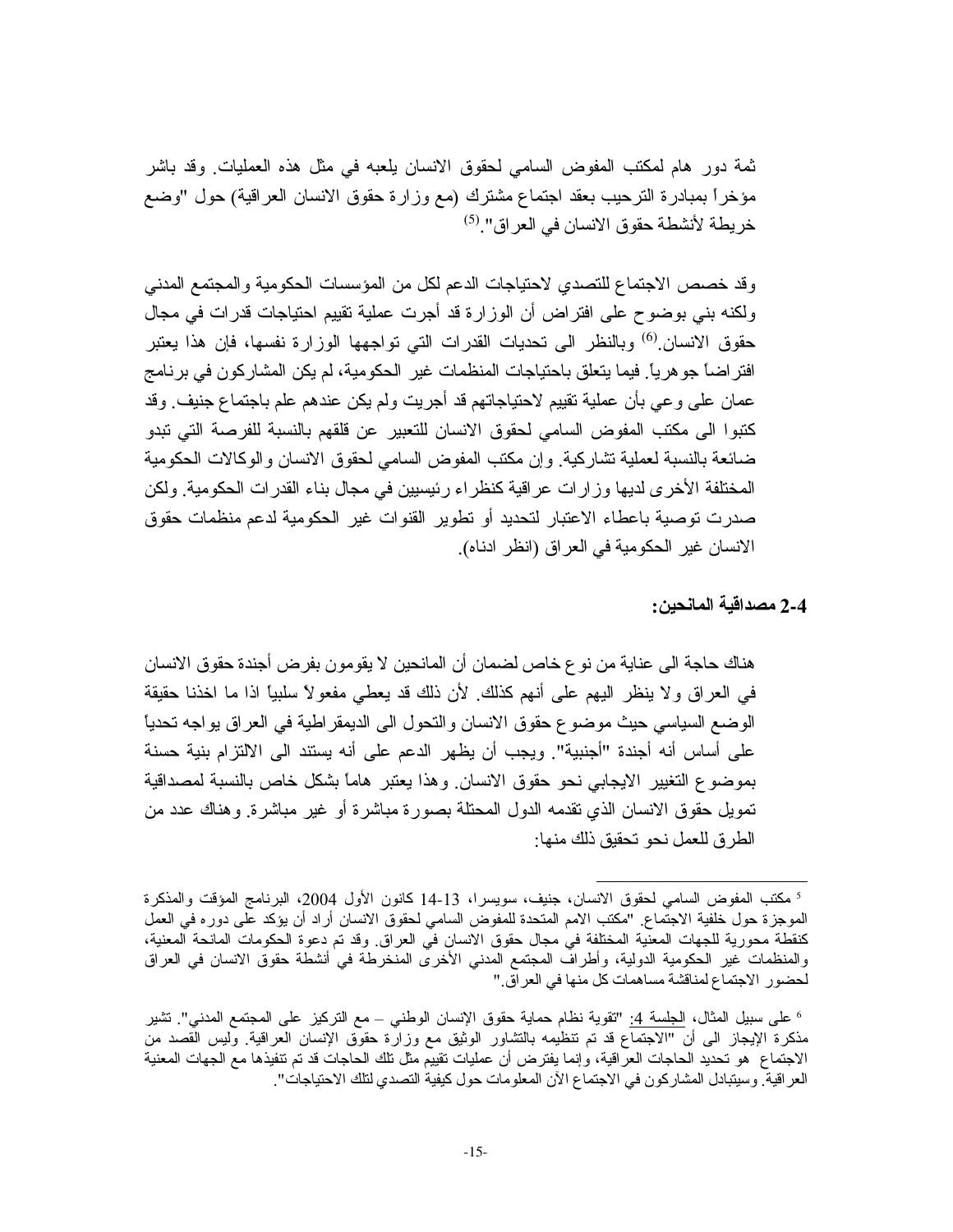ثمة دور هام لمكتب المفوض السامي لحقوق الانسان يلعبه في مثل هذه العمليات. وقد باشر مؤخراً بمبادرة الترحيب بعقد اجتماع مشترك (مع وزارة حقوق الانسان العراقية) حول "وضع خريطة لأنشطة حقوق الانسان في العراق".[5]

وقد خصص الاجتماع للتصدي لاحتياجات الدعم لكل من المؤسسات الحكومية والمجتمع المدني ولكنه بني بوضوح على افتراض أن الوزارة قد أجرت عملية تقييم احتياجات قدرات في مجال حقوق الانسان.[6] وبالنظر الى تحديات القدرات التي تواجهها الوزارة نفسها، فإن هذا يعتبر افتراضاً جوهرياً. فيما يتعلق باحتياجات المنظمات غير الحكومية، لم يكن المشاركون في برنامج عمان على وعي بأن عملية تقييم لاحتياجاتهم قد أجريت ولم يكن عندهم علم باجتماع جنيف. وقد كتبوا الى مكتب المفوض السامي لحقوق الانسان للتعبير عن قلقهم بالنسبة للفرصة التي تبدو ضائعة بالنسبة لعملية تشاركية. وإن مكتب المفوض السامي لحقوق الانسان والوكالات الحكومية المختلفة الأخرى لديها وزارات عراقية كنظراء رئيسيين في مجال بناء القدرات الحكومية. ولكن صدرت توصية باعطاء الاعتبار لتحديد أو تطوير القنوات غير الحكومية لدعم منظمات حقوق الانسان غير الحكومية في العراق (انظر ادناه).

### 2-4 مصداقية المانحين:

هناك حاجة الى عناية من نوع خاص لضمان أن المانحين لا يقومون بفرض أجندة حقوق الانسان في العراق ولا ينظر اليهم على أنهم كذلك. لأن ذلك قد يعطي مفعولاً سلبياً اذا ما اخذنا حقيقة الوضع السياسي حيث موضوع حقوق الانسان والتحول الى الديمقراطية في العراق يواجه تحدياً على أساس أنه أجندة "أجنبية". ويجب أن يظهر الدعم على أنه يستند الى الالتزام بنية حسنة بموضوع التغيير الايجابي نحو حقوق الانسان. وهذا يعتبر هاماً بشكل خاص بالنسبة لمصداقية تمويل حقوق الانسان الذي تقدمه الدول المحتلة بصورة مباشرة أو غير مباشرة. وهناك عدد من الطرق للعمل نحو تحقيق ذلك منها:

---

[5] مكتب المفوض السامي لحقوق الانسان، جنيف، سويسرا، 13-14 كانون الأول 2004، البرنامج المؤقت والمذكرة الموجزة حول خلفية الاجتماع. "مكتب الامم المتحدة للمفوض السامي لحقوق الانسان أراد أن يؤكد على دوره في العمل كنقطة محورية للجهات المعنية المختلفة في مجال حقوق الانسان في العراق. وقد تم دعوة الحكومات المانحة المعنية، والمنظمات غير الحكومية الدولية، وأطراف المجتمع المدني الأخرى المنخرطة في أنشطة حقوق الانسان في العراق لحضور الاجتماع لمناقشة مساهمات كل منها في العراق."

[6] على سبيل المثال، الجلسة 4: "تقوية نظام حماية حقوق الإنسان الوطني – مع التركيز على المجتمع المدني". تشير مذكرة الإيجاز الى أن "الاجتماع قد تم تنظيمه بالتشاور الوثيق مع وزارة حقوق الإنسان العراقية. وليس القصد من الاجتماع هو تحديد الحاجات العراقية، وإنما يفترض أن عمليات تقييم مثل تلك الحاجات قد تم تنفيذها مع الجهات المعنية العراقية. وسيتبادل المشاركون في الاجتماع الآن المعلومات حول كيفية التصدي لتلك الاحتياجات".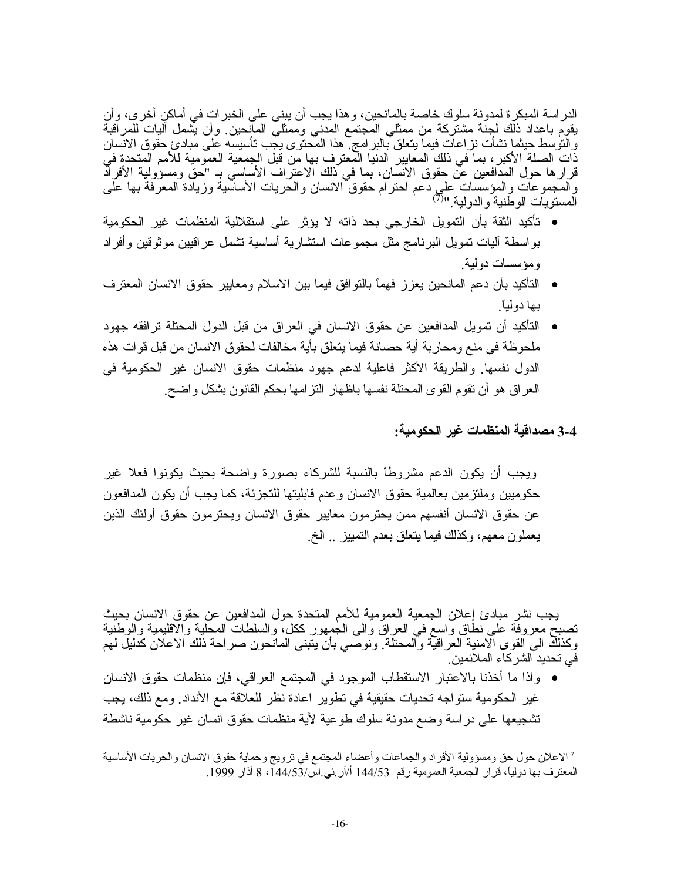الدراسة المبكرة لمدونة سلوك خاصة بالمانحين، وهذا يجب أن يبنى على الخبرات في أماكن أخرى، وأن يقوم باعداد ذلك لجنة مشتركة من ممثلي المجتمع المدني وممثلي المانحين. وأن يشمل آليات للمراقبة والتوسط حيثما نشأت نزاعات فيما يتعلق بالبرامج. هذا المحتوى يجب تأسيسه على مبادئ حقوق الانسان ذات الصلة الأكبر، بما في ذلك المعايير الدنيا المعترف بها من قبل الجمعية العمومية للأمم المتحدة في قرارها حول المدافعين عن حقوق الانسان، بما في ذلك الاعتراف الأساسي بـ "حق ومسؤولية الأفراد والمجموعات والمؤسسات على دعم احترام حقوق الانسان والحريات الأساسية وزيادة المعرفة بها على المستويات الوطنية والدولية."[7]

- تأكيد الثقة بأن التمويل الخارجي بحد ذاته لا يؤثر على استقلالية المنظمات غير الحكومية بواسطة آليات تمويل البرنامج مثل مجموعات استشارية أساسية تشمل عراقيين موثوقين وأفراد ومؤسسات دولية.
- التأكيد بأن دعم المانحين يعزز فهماً بالتوافق فيما بين الاسلام ومعايير حقوق الانسان المعترف بها دولياً.
- التأكيد أن تمويل المدافعين عن حقوق الانسان في العراق من قبل الدول المحتلة ترافقه جهود ملحوظة في منع ومحاربة أية حصانة فيما يتعلق بأية مخالفات لحقوق الانسان من قبل قوات هذه الدول نفسها. والطريقة الأكثر فاعلية لدعم جهود منظمات حقوق الانسان غير الحكومية في العراق هو أن تقوم القوى المحتلة نفسها باظهار التزامها بحكم القانون بشكل واضح.

### 3-4 مصداقية المنظمات غير الحكومية:

ويجب أن يكون الدعم مشروطاً بالنسبة للشركاء بصورة واضحة بحيث يكونوا فعلا غير حكوميين وملتزمين بعالمية حقوق الانسان وعدم قابليتها للتجزئة، كما يجب أن يكون المدافعون عن حقوق الانسان أنفسهم ممن يحترمون معايير حقوق الانسان ويحترمون حقوق أولئك الذين يعملون معهم، وكذلك فيما يتعلق بعدم التمييز .. الخ.

يجب نشر مبادئ إعلان الجمعية العمومية للأمم المتحدة حول المدافعين عن حقوق الانسان بحيث تصبح معروفة على نطاق واسع في العراق والى الجمهور ككل، والسلطات المحلية والاقليمية والوطنية وكذلك الى القوى الامنية العراقية والمحتلة. ونوصي بأن يتبنى المانحون صراحة ذلك الاعلان كدليل لهم في تحديد الشركاء الملائمين.

- واذا ما أخذنا بالاعتبار الاستقطاب الموجود في المجتمع العراقي، فإن منظمات حقوق الانسان غير الحكومية ستواجه تحديات حقيقية في تطوير اعادة نظر للعلاقة مع الأنداد. ومع ذلك، يجب تشجيعها على دراسة وضع مدونة سلوك طوعية لأية منظمات حقوق انسان غير حكومية ناشطة

---

[7] الاعلان حول حق ومسؤولية الأفراد والجماعات وأعضاء المجتمع في ترويج وحماية حقوق الانسان والحريات الأساسية المعترف بها دولياً، قرار الجمعية العمومية رقم 144/53 أ/آر.ئي.اس/144/53، 8 آذار 1999.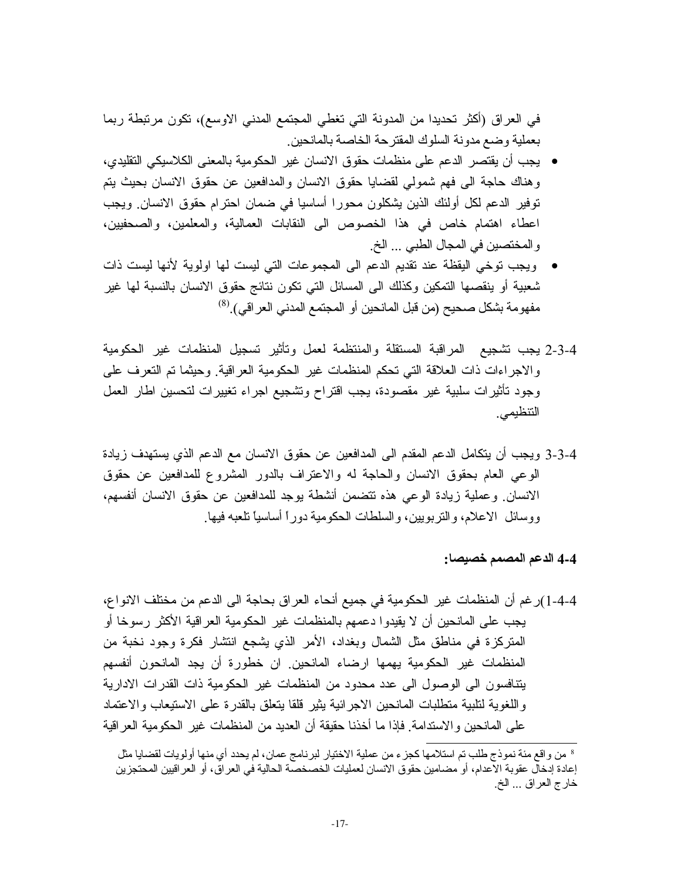في العراق (أكثر تحديدا من المدونة التي تغطي المجتمع المدني الاوسع)، تكون مرتبطة ربما بعملية وضع مدونة السلوك المقترحة الخاصة بالمانحين.

- يجب أن يقتصر الدعم على منظمات حقوق الانسان غير الحكومية بالمعنى الكلاسيكي التقليدي، وهناك حاجة الى فهم شمولي لقضايا حقوق الانسان والمدافعين عن حقوق الانسان بحيث يتم توفير الدعم لكل أولئك الذين يشكلون محورا أساسيا في ضمان احترام حقوق الانسان. ويجب اعطاء اهتمام خاص في هذا الخصوص الى النقابات العمالية، والمعلمين، والصحفيين، والمختصين في المجال الطبي ... الخ.
- ويجب توخي اليقظة عند تقديم الدعم الى المجموعات التي ليست لها اولوية لأنها ليست ذات شعبية أو ينقصها التمكين وكذلك الى المسائل التي تكون نتائج حقوق الانسان بالنسبة لها غير مفهومة بشكل صحيح (من قبل المانحين أو المجتمع المدني العراقي).[8]

2-3-4 يجب تشجيع المراقبة المستقلة والمنتظمة لعمل وتأثير تسجيل المنظمات غير الحكومية والاجراءات ذات العلاقة التي تحكم المنظمات غير الحكومية العراقية. وحيثما تم التعرف على وجود تأثيرات سلبية غير مقصودة، يجب اقتراح وتشجيع اجراء تغييرات لتحسين اطار العمل التنظيمي.

3-3-4 ويجب أن يتكامل الدعم المقدم الى المدافعين عن حقوق الانسان مع الدعم الذي يستهدف زيادة الوعي العام بحقوق الانسان والحاجة له والاعتراف بالدور المشروع للمدافعين عن حقوق الانسان. وعملية زيادة الوعي هذه تتضمن أنشطة يوجد للمدافعين عن حقوق الانسان أنفسهم، ووسائل الاعلام، والتربويين، والسلطات الحكومية دوراً أساسياً تلعبه فيها.

### 4-4 الدعم المصمم خصيصا:

1-4-4) رغم أن المنظمات غير الحكومية في جميع أنحاء العراق بحاجة الى الدعم من مختلف الانواع، يجب على المانحين أن لا يقيدوا دعمهم بالمنظمات غير الحكومية العراقية الأكثر رسوخا أو المتركزة في مناطق مثل الشمال وبغداد، الأمر الذي يشجع انتشار فكرة وجود نخبة من المنظمات غير الحكومية يهمها ارضاء المانحين. ان خطورة أن يجد المانحون أنفسهم يتنافسون الى الوصول الى عدد محدود من المنظمات غير الحكومية ذات القدرات الادارية واللغوية لتلبية متطلبات المانحين الاجرائية يثير قلقا يتعلق بالقدرة على الاستيعاب والاعتماد على المانحين والاستدامة. فإذا ما أخذنا حقيقة أن العديد من المنظمات غير الحكومية العراقية

---

[8] من واقع مئة نموذج طلب تم استلامها كجزء من عملية الاختيار لبرنامج عمان، لم يحدد أي منها أولويات لقضايا مثل إعادة إدخال عقوبة الاعدام، أو مضامين حقوق الانسان لعمليات الخصخصة الحالية في العراق، أو العراقيين المحتجزين خارج العراق ... الخ.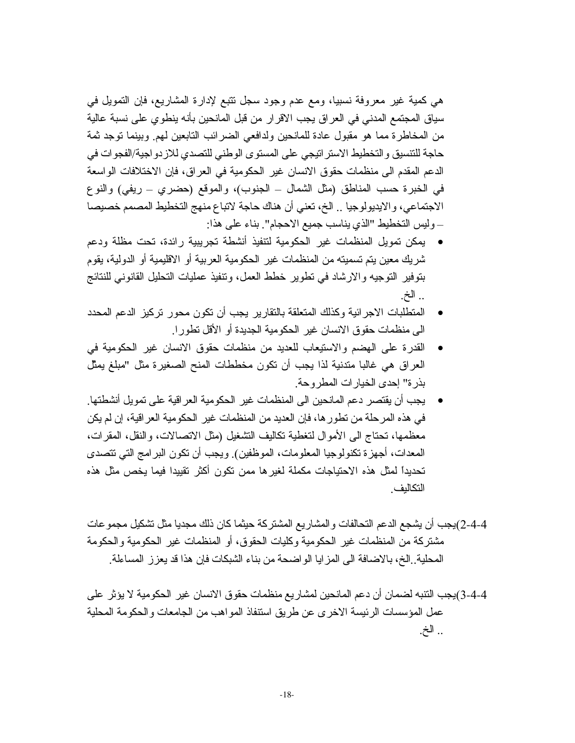هي كمية غير معروفة نسبيا، ومع عدم وجود سجل تتبع لإدارة المشاريع، فإن التمويل في سياق المجتمع المدني في العراق يجب الاقرار من قبل المانحين بأنه ينطوي على نسبة عالية من المخاطرة مما هو مقبول عادة للمانحين ولدافعي الضرائب التابعين لهم. وبينما توجد ثمة حاجة للتنسيق والتخطيط الاستراتيجي على المستوى الوطني للتصدي للازدواجية/الفجوات في الدعم المقدم الى منظمات حقوق الانسان غير الحكومية في العراق، فإن الاختلافات الواسعة في الخبرة حسب المناطق (مثل الشمال – الجنوب)، والموقع (حضري – ريفي) والنوع الاجتماعي، والايديولوجيا .. الخ، تعني أن هناك حاجة لاتباع منهج التخطيط المصمم خصيصا – وليس التخطيط "الذي يناسب جميع الاحجام". بناء على هذا:

- يمكن تمويل المنظمات غير الحكومية لتنفيذ أنشطة تجريبية رائدة، تحت مظلة ودعم شريك معين يتم تسميته من المنظمات غير الحكومية العربية أو الاقليمية أو الدولية، يقوم بتوفير التوجيه والارشاد في تطوير خطط العمل، وتنفيذ عمليات التحليل القانوني للنتائج .. الخ.
- المتطلبات الاجرائية وكذلك المتعلقة بالتقارير يجب أن تكون محور تركيز الدعم المحدد الى منظمات حقوق الانسان غير الحكومية الجديدة أو الأقل تطورا.
- القدرة على الهضم والاستيعاب للعديد من منظمات حقوق الانسان غير الحكومية في العراق هي غالبا متدنية لذا يجب أن تكون مخططات المنح الصغيرة مثل "مبلغ يمثّل بذرة" إحدى الخيارات المطروحة.
- يجب أن يقتصر دعم المانحين الى المنظمات غير الحكومية العراقية على تمويل أنشطتها. في هذه المرحلة من تطورها، فإن العديد من المنظمات غير الحكومية العراقية، إن لم يكن معظمها، تحتاج الى الأموال لتغطية تكاليف التشغيل (مثل الاتصالات، والنقل، المقرات، المعدات، أجهزة تكنولوجيا المعلومات، الموظفين). ويجب أن تكون البرامج التي تتصدى تحديداً لمثل هذه الاحتياجات مكملة لغيرها ممن تكون أكثر تقييدا فيما يخص مثل هذه التكاليف.

4-4-2)يجب أن يشجع الدعم التحالفات والمشاريع المشتركة حيثما كان ذلك مجديا مثل تشكيل مجموعات مشتركة من المنظمات غير الحكومية وكليات الحقوق، أو المنظمات غير الحكومية والحكومة المحلية..الخ، بالاضافة الى المزايا الواضحة من بناء الشبكات فإن هذا قد يعزز المساءلة.

4-4-3)يجب التنبه لضمان أن دعم المانحين لمشاريع منظمات حقوق الانسان غير الحكومية لا يؤثر على عمل المؤسسات الرئيسة الاخرى عن طريق استنفاذ المواهب من الجامعات والحكومة المحلية .. الخ.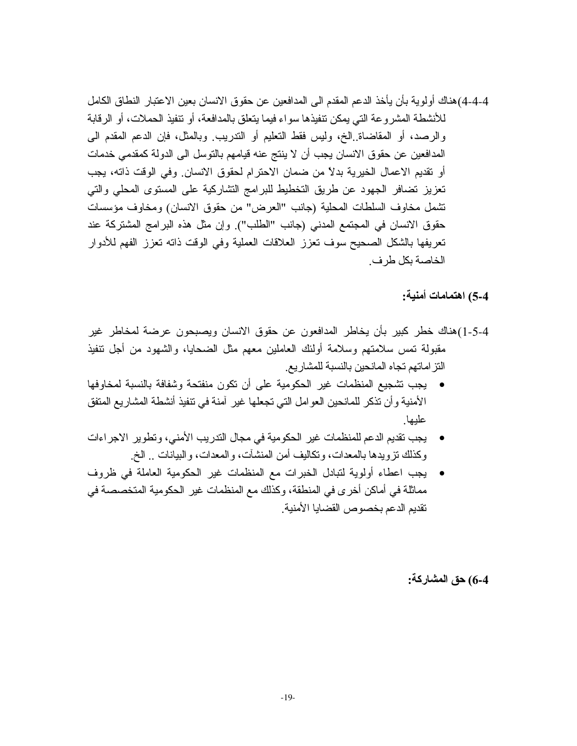4-4-4)هناك أولوية بأن يأخذ الدعم المقدم الى المدافعين عن حقوق الانسان بعين الاعتبار النطاق الكامل للأنشطة المشروعة التي يمكن تنفيذها سواء فيما يتعلق بالمدافعة، أو تنفيذ الحملات، أو الرقابة والرصد، أو المقاضاة..الخ، وليس فقط التعليم أو التدريب. وبالمثل، فإن الدعم المقدم الى المدافعين عن حقوق الانسان يجب أن لا ينتج عنه قيامهم بالتوسل الى الدولة كمقدمي خدمات أو تقديم الاعمال الخيرية بدلاً من ضمان الاحترام لحقوق الانسان. وفي الوقت ذاته، يجب تعزيز تضافر الجهود عن طريق التخطيط للبرامج التشاركية على المستوى المحلي والتي تشمل مخاوف السلطات المحلية (جانب "العرض" من حقوق الانسان) ومخاوف مؤسسات حقوق الانسان في المجتمع المدني (جانب "الطلب"). وإن مثل هذه البرامج المشتركة عند تعريفها بالشكل الصحيح سوف تعزز العلاقات العملية وفي الوقت ذاته تعزز الفهم للأدوار الخاصة بكل طرف.

**5-4) اهتمامات أمنية:**

1-5-4)هناك خطر كبير بأن يخاطر المدافعون عن حقوق الانسان ويصبحون عرضة لمخاطر غير مقبولة تمس سلامتهم وسلامة أولئك العاملين معهم مثل الضحايا، والشهود من أجل تنفيذ التزاماتهم تجاه المانحين بالنسبة للمشاريع.

- يجب تشجيع المنظمات غير الحكومية على أن تكون منفتحة وشفافة بالنسبة لمخاوفها الأمنية وأن تذكر للمانحين العوامل التي تجعلها غير آمنة في تنفيذ أنشطة المشاريع المتفق عليها.
- يجب تقديم الدعم للمنظمات غير الحكومية في مجال التدريب الأمني، وتطوير الاجراءات وكذلك تزويدها بالمعدات، وتكاليف أمن المنشآت، والمعدات، والبيانات .. الخ.
- يجب اعطاء أولوية لتبادل الخبرات مع المنظمات غير الحكومية العاملة في ظروف مماثلة في أماكن أخرى في المنطقة، وكذلك مع المنظمات غير الحكومية المتخصصة في تقديم الدعم بخصوص القضايا الأمنية.

**6-4) حق المشاركة:**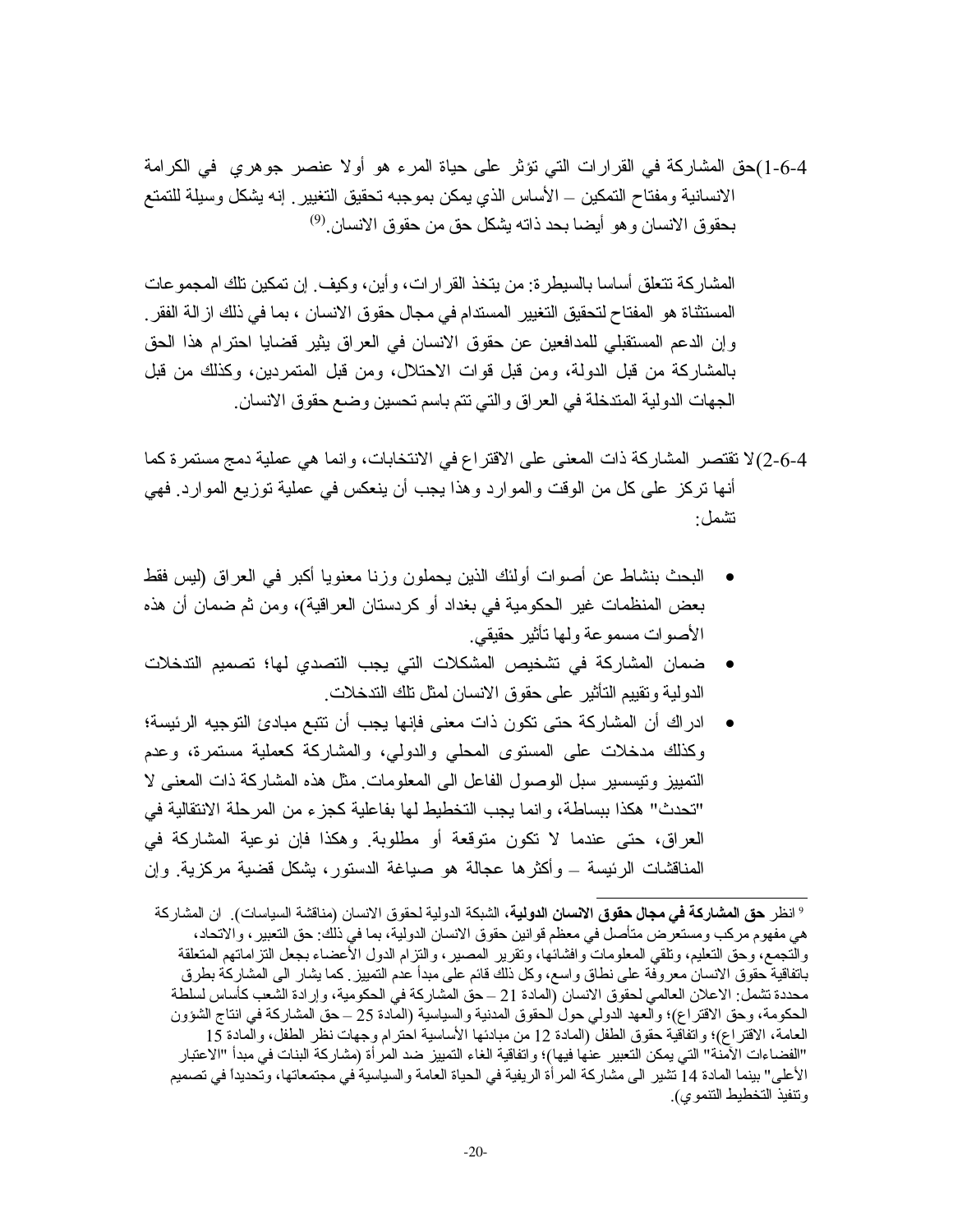4-6-1) حق المشاركة في القرارات التي تؤثر على حياة المرء هو أولا عنصر جوهري في الكرامة الانسانية ومفتاح التمكين – الأساس الذي يمكن بموجبه تحقيق التغيير. إنه يشكل وسيلة للتمتع بحقوق الانسان وهو أيضا بحد ذاته يشكل حق من حقوق الانسان.[9]

المشاركة تتعلق أساسا بالسيطرة: من يتخذ القرارات، وأين، وكيف. إن تمكين تلك المجموعات المستثناة هو المفتاح لتحقيق التغيير المستدام في مجال حقوق الانسان، بما في ذلك ازالة الفقر. وإن الدعم المستقبلي للمدافعين عن حقوق الانسان في العراق يثير قضايا احترام هذا الحق بالمشاركة من قبل الدولة، ومن قبل قوات الاحتلال، ومن قبل المتمردين، وكذلك من قبل الجهات الدولية المتدخلة في العراق والتي تتم باسم تحسين وضع حقوق الانسان.

4-6-2) لا تقتصر المشاركة ذات المعنى على الاقتراع في الانتخابات، وانما هي عملية دمج مستمرة كما أنها تركز على كل من الوقت والموارد وهذا يجب أن ينعكس في عملية توزيع الموارد. فهي تشمل:

- البحث بنشاط عن أصوات أولئك الذين يحملون وزنا معنويا أكبر في العراق (ليس فقط بعض المنظمات غير الحكومية في بغداد أو كردستان العراقية)، ومن ثم ضمان أن هذه الأصوات مسموعة ولها تأثير حقيقي.
- ضمان المشاركة في تشخيص المشكلات التي يجب التصدي لها؛ تصميم التدخلات الدولية وتقييم التأثير على حقوق الانسان لمثل تلك التدخلات.
- ادراك أن المشاركة حتى تكون ذات معنى فإنها يجب أن تتبع مبادئ التوجيه الرئيسة؛ وكذلك مدخلات على المستوى المحلي والدولي، والمشاركة كعملية مستمرة، وعدم التمييز وتيسير سبل الوصول الفاعل الى المعلومات. مثل هذه المشاركة ذات المعنى لا "تحدث" هكذا ببساطة، وانما يجب التخطيط لها بفاعلية كجزء من المرحلة الانتقالية في العراق، حتى عندما لا تكون متوقعة أو مطلوبة. وهكذا فإن نوعية المشاركة في المناقشات الرئيسة – وأكثرها عجالة هو صياغة الدستور، يشكل قضية مركزية. وإن

---

[9] انظر **حق المشاركة في مجال حقوق الانسان الدولية**، الشبكة الدولية لحقوق الانسان (مناقشة السياسات). ان المشاركة هي مفهوم مركب ومستعرض متأصل في معظم قوانين حقوق الانسان الدولية، بما في ذلك: حق التعبير، والاتحاد، والتجمع، وحق التعليم، وتلقي المعلومات وافشائها، وتقرير المصير، والتزام الدول الأعضاء بجعل التزاماتهم المتعلقة باتفاقية حقوق الانسان معروفة على نطاق واسع، وكل ذلك قائم على مبدأ عدم التمييز. كما يشار الى المشاركة بطرق محددة تشمل: الاعلان العالمي لحقوق الانسان (المادة 21 – حق المشاركة في الحكومية، وإرادة الشعب كأساس لسلطة الحكومة، وحق الاقتراع)؛ والعهد الدولي حول الحقوق المدنية والسياسية (المادة 25 – حق المشاركة في انتاج الشؤون العامة، الاقتراع)؛ واتفاقية حقوق الطفل (المادة 12 من مبادئها الأساسية احترام وجهات نظر الطفل، والمادة 15 "الفضاءات الآمنة" التي يمكن التعبير عنها فيها)؛ واتفاقية الغاء التمييز ضد المرأة (مشاركة البنات في مبدأ "الاعتبار الأعلى" بينما المادة 14 تشير الى مشاركة المرأة الريفية في الحياة العامة والسياسية في مجتمعاتها، وتحديداً في تصميم وتنفيذ التخطيط التنموي).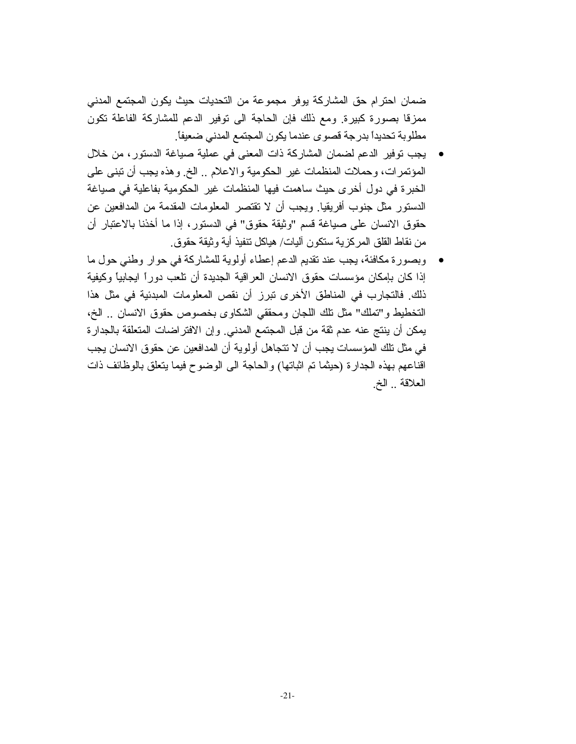ضمان احترام حق المشاركة يوفر مجموعة من التحديات حيث يكون المجتمع المدني ممزقا بصورة كبيرة. ومع ذلك فإن الحاجة الى توفير الدعم للمشاركة الفاعلة تكون مطلوبة تحديداً بدرجة قصوى عندما يكون المجتمع المدني ضعيفاً.

- يجب توفير الدعم لضمان المشاركة ذات المعنى في عملية صياغة الدستور، من خلال المؤتمرات، وحملات المنظمات غير الحكومية والاعلام .. الخ. وهذه يجب أن تبنى على الخبرة في دول أخرى حيث ساهمت فيها المنظمات غير الحكومية بفاعلية في صياغة الدستور مثل جنوب أفريقيا. ويجب أن لا تقتصر المعلومات المقدمة من المدافعين عن حقوق الانسان على صياغة قسم "وثيقة حقوق" في الدستور، إذا ما أخذنا بالاعتبار أن من نقاط القلق المركزية ستكون آليات/ هياكل تنفيذ أية وثيقة حقوق.
- وبصورة مكافئة، يجب عند تقديم الدعم إعطاء أولوية للمشاركة في حوار وطني حول ما إذا كان بإمكان مؤسسات حقوق الانسان العراقية الجديدة أن تلعب دوراً ايجابياً وكيفية ذلك. فالتجارب في المناطق الأخرى تبرز أن نقص المعلومات المبدئية في مثل هذا التخطيط و"تملك" مثل تلك اللجان ومحققي الشكاوى بخصوص حقوق الانسان .. الخ، يمكن أن ينتج عنه عدم ثقة من قبل المجتمع المدني. وإن الافتراضات المتعلقة بالجدارة في مثل تلك المؤسسات يجب أن لا تتجاهل أولوية أن المدافعين عن حقوق الانسان يجب اقناعهم بهذه الجدارة (حيثما تم اثباتها) والحاجة الى الوضوح فيما يتعلق بالوظائف ذات العلاقة .. الخ.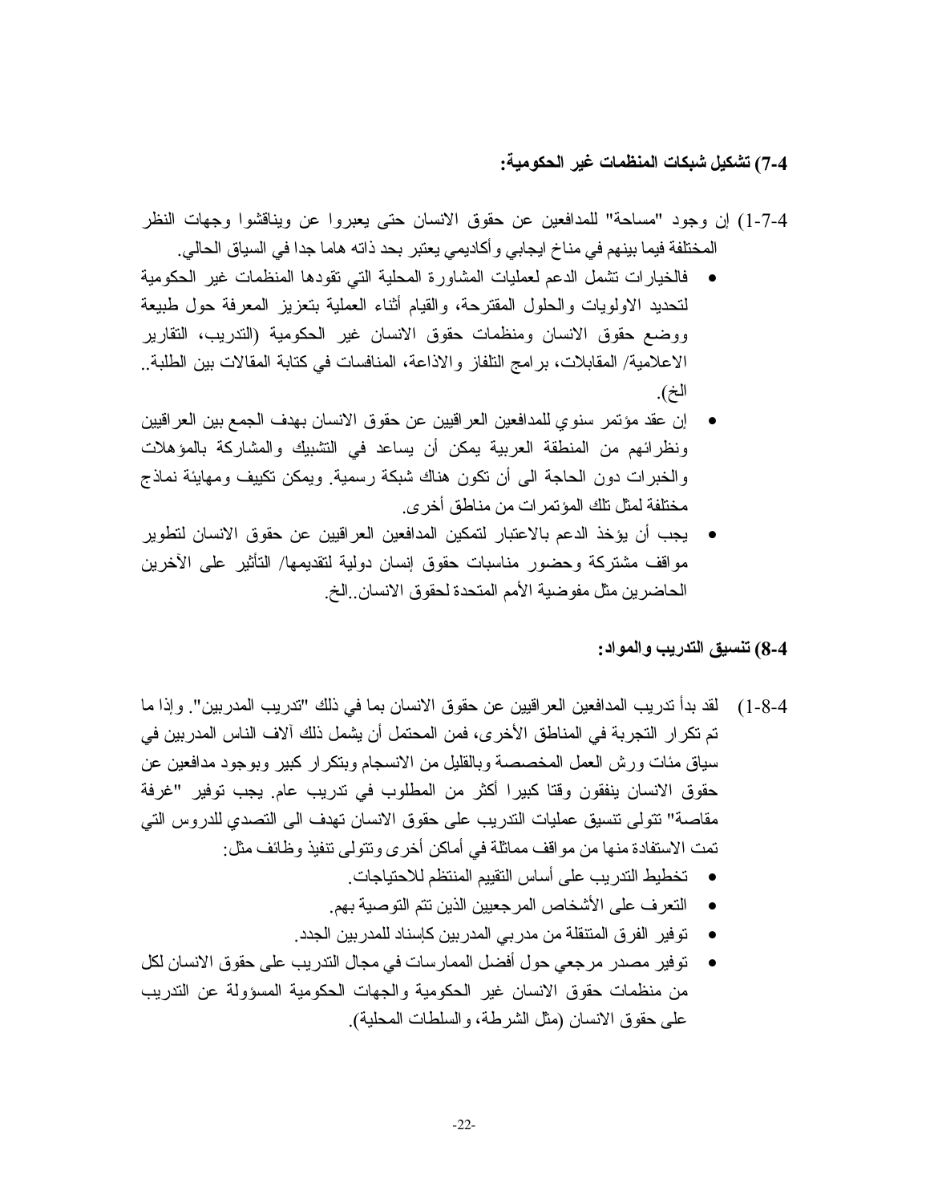**4-7) تشكيل شبكات المنظمات غير الحكومية:**

4-7-1) إن وجود "مساحة" للمدافعين عن حقوق الانسان حتى يعبروا عن ويناقشوا وجهات النظر المختلفة فيما بينهم في مناخ ايجابي وأكاديمي يعتبر بحد ذاته هاما جدا في السياق الحالي.

- فالخيارات تشمل الدعم لعمليات المشاورة المحلية التي تقودها المنظمات غير الحكومية لتحديد الاولويات والحلول المقترحة، والقيام أثناء العملية بتعزيز المعرفة حول طبيعة ووضع حقوق الانسان ومنظمات حقوق الانسان غير الحكومية (التدريب، التقارير الاعلامية/ المقابلات، برامج التلفاز والاذاعة، المنافسات في كتابة المقالات بين الطلبة.. الخ).
- إن عقد مؤتمر سنوي للمدافعين العراقيين عن حقوق الانسان بهدف الجمع بين العراقيين ونظرائهم من المنطقة العربية يمكن أن يساعد في التشبيك والمشاركة بالمؤهلات والخبرات دون الحاجة الى أن تكون هناك شبكة رسمية. ويمكن تكييف ومهايئة نماذج مختلفة لمثل تلك المؤتمرات من مناطق أخرى.
- يجب أن يؤخذ الدعم بالاعتبار لتمكين المدافعين العراقيين عن حقوق الانسان لتطوير مواقف مشتركة وحضور مناسبات حقوق إنسان دولية لتقديمها/ التأثير على الآخرين الحاضرين مثل مفوضية الأمم المتحدة لحقوق الانسان..الخ.

**4-8) تنسيق التدريب والمواد:**

4-8-1) لقد بدأ تدريب المدافعين العراقيين عن حقوق الانسان بما في ذلك "تدريب المدربين". وإذا ما تم تكرار التجربة في المناطق الأخرى، فمن المحتمل أن يشمل ذلك آلاف الناس المدربين في سياق مئات ورش العمل المخصصة وبالقليل من الانسجام وبتكرار كبير وبوجود مدافعين عن حقوق الانسان ينفقون وقتا كبيرا أكثر من المطلوب في تدريب عام. يجب توفير "غرفة مقاصة" تتولى تنسيق عمليات التدريب على حقوق الانسان تهدف الى التصدي للدروس التي تمت الاستفادة منها من مواقف مماثلة في أماكن أخرى وتتولى تنفيذ وظائف مثل:

- تخطيط التدريب على أساس التقييم المنتظم للاحتياجات.
- التعرف على الأشخاص المرجعيين الذين تتم التوصية بهم.
- توفير الفرق المتنقلة من مدربي المدربين كإسناد للمدربين الجدد.
- توفير مصدر مرجعي حول أفضل الممارسات في مجال التدريب على حقوق الانسان لكل من منظمات حقوق الانسان غير الحكومية والجهات الحكومية المسؤولة عن التدريب على حقوق الانسان (مثل الشرطة، والسلطات المحلية).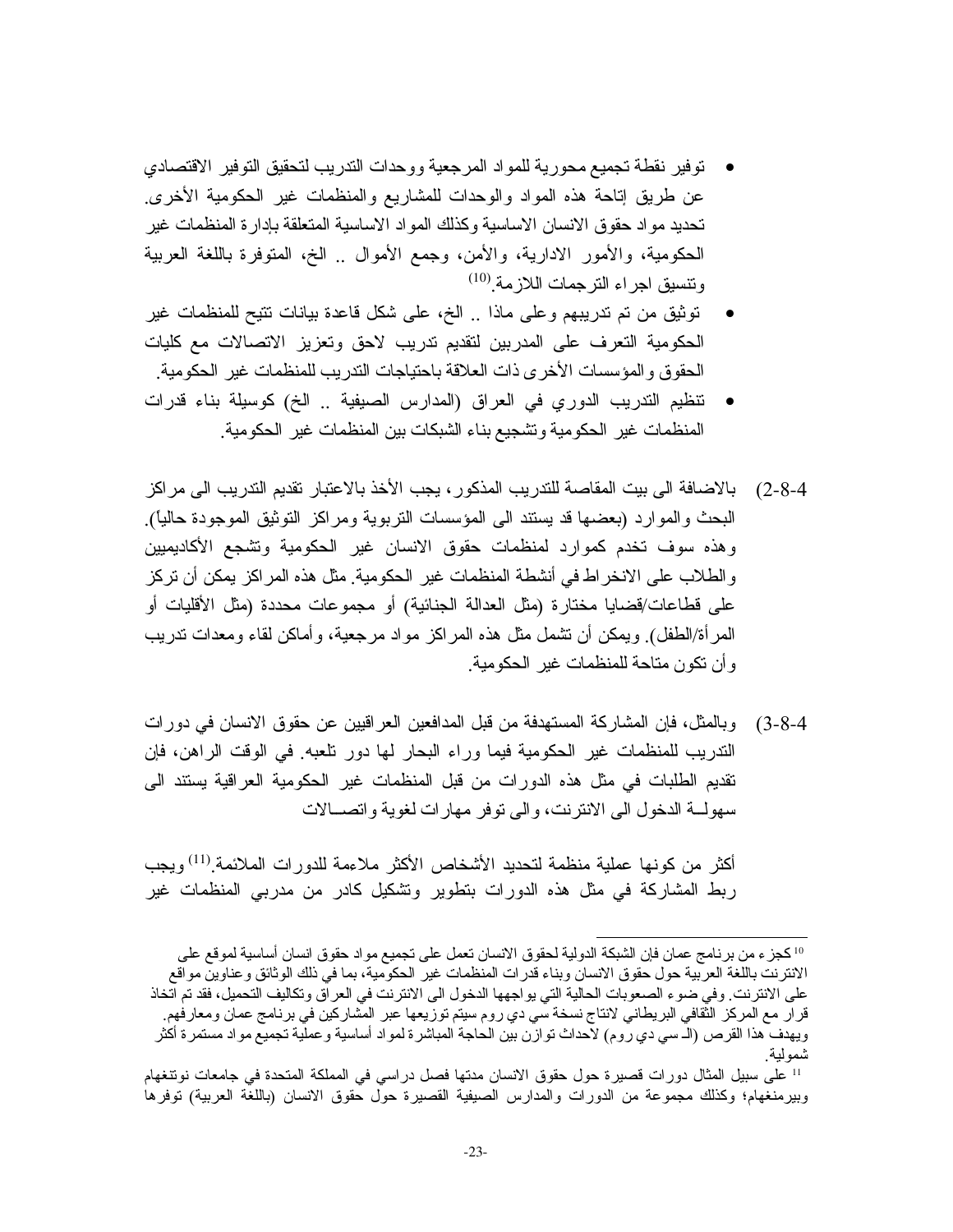- توفير نقطة تجميع محورية للمواد المرجعية ووحدات التدريب لتحقيق التوفير الاقتصادي عن طريق إتاحة هذه المواد والوحدات للمشاريع والمنظمات غير الحكومية الأخرى. تحديد مواد حقوق الانسان الاساسية وكذلك المواد الاساسية المتعلقة بإدارة المنظمات غير الحكومية، والأمور الادارية، والأمن، وجمع الأموال .. الخ، المتوفرة باللغة العربية وتنسيق اجراء الترجمات اللازمة.[10]
- توثيق من تم تدريبهم وعلى ماذا .. الخ، على شكل قاعدة بيانات تتيح للمنظمات غير الحكومية التعرف على المدربين لتقديم تدريب لاحق وتعزيز الاتصالات مع كليات الحقوق والمؤسسات الأخرى ذات العلاقة باحتياجات التدريب للمنظمات غير الحكومية.
- تنظيم التدريب الدوري في العراق (المدارس الصيفية .. الخ) كوسيلة بناء قدرات المنظمات غير الحكومية وتشجيع بناء الشبكات بين المنظمات غير الحكومية.

(4-8-2) بالاضافة الى بيت المقاصة للتدريب المذكور، يجب الأخذ بالاعتبار تقديم التدريب الى مراكز البحث والموارد (بعضها قد يستند الى المؤسسات التربوية ومراكز التوثيق الموجودة حالياً). وهذه سوف تخدم كموارد لمنظمات حقوق الانسان غير الحكومية وتشجع الأكاديميين والطلاب على الانخراط في أنشطة المنظمات غير الحكومية. مثل هذه المراكز يمكن أن تركز على قطاعات/قضايا مختارة (مثل العدالة الجنائية) أو مجموعات محددة (مثل الأقليات أو المرأة/الطفل). ويمكن أن تشمل مثل هذه المراكز مواد مرجعية، وأماكن لقاء ومعدات تدريب وأن تكون متاحة للمنظمات غير الحكومية.

(4-8-3) وبالمثل، فإن المشاركة المستهدفة من قبل المدافعين العراقيين عن حقوق الانسان في دورات التدريب للمنظمات غير الحكومية فيما وراء البحار لها دور تلعبه. في الوقت الراهن، فإن تقديم الطلبات في مثل هذه الدورات من قبل المنظمات غير الحكومية العراقية يستند الى سهولـة الدخول الى الانترنت، والى توفر مهارات لغوية واتصـالات

أكثر من كونها عملية منظمة لتحديد الأشخاص الأكثر ملاءمة للدورات الملائمة.[11] ويجب ربط المشاركة في مثل هذه الدورات بتطوير وتشكيل كادر من مدربي المنظمات غير

---

[10] كجزء من برنامج عمان فإن الشبكة الدولية لحقوق الانسان تعمل على تجميع مواد حقوق انسان أساسية لموقع على الانترنت باللغة العربية حول حقوق الانسان وبناء قدرات المنظمات غير الحكومية، بما في ذلك الوثائق وعناوين مواقع على الانترنت. وفي ضوء الصعوبات الحالية التي يواجهها الدخول الى الانترنت في العراق وتكاليف التحميل، فقد تم اتخاذ قرار مع المركز الثقافي البريطاني لانتاج نسخة سي دي روم سيتم توزيعها عبر المشاركين في برنامج عمان ومعارفهم. ويهدف هذا القرص (الـ سي دي روم) لاحداث توازن بين الحاجة المباشرة لمواد أساسية وعملية تجميع مواد مستمرة أكثر شمولية.

[11] على سبيل المثال دورات قصيرة حول حقوق الانسان مدتها فصل دراسي في المملكة المتحدة في جامعات نوتنغهام وبيرمنغهام؛ وكذلك مجموعة من الدورات والمدارس الصيفية القصيرة حول حقوق الانسان (باللغة العربية) توفرها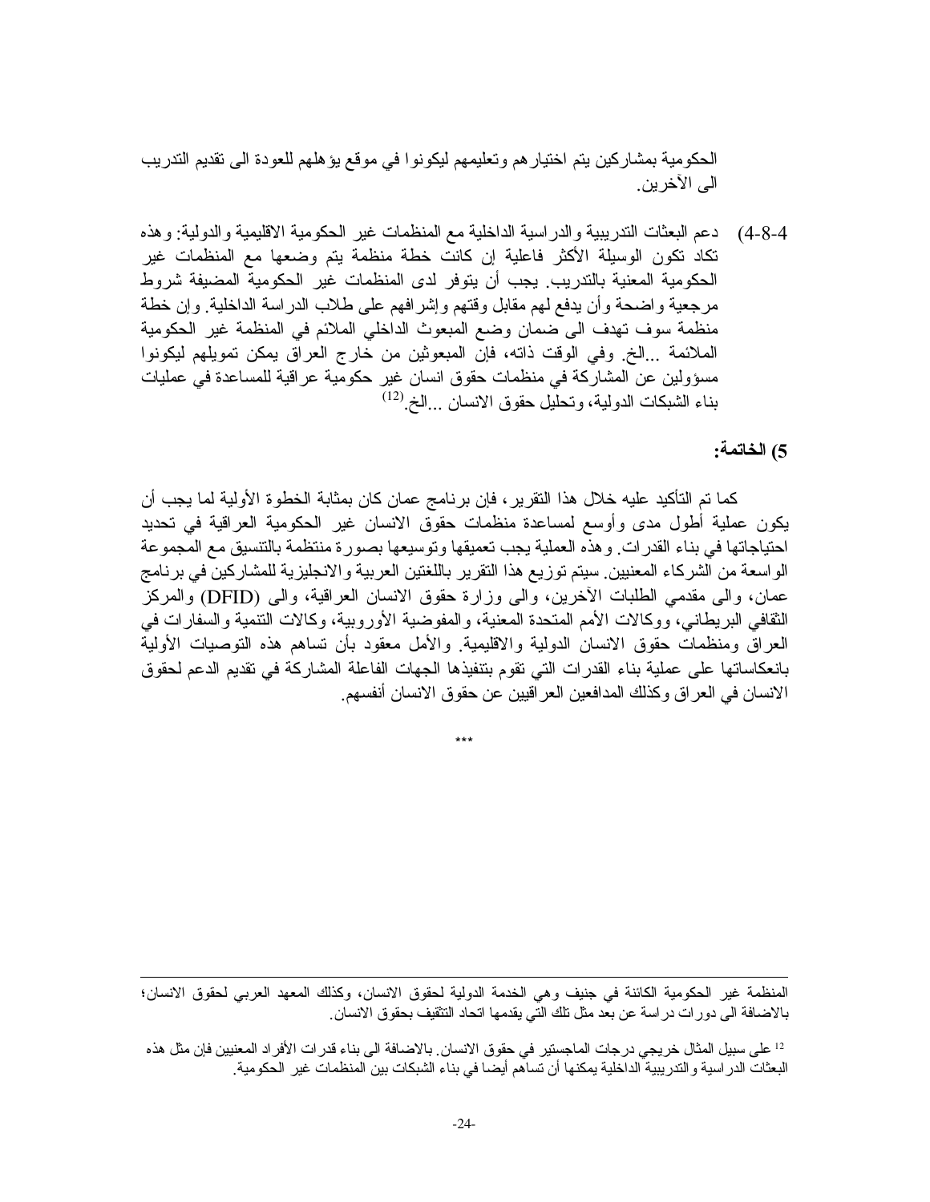الحكومية بمشاركين يتم اختيارهم وتعليمهم ليكونوا في موقع يؤهلهم للعودة الى تقديم التدريب الى الآخرين.

4-8-4) دعم البعثات التدريبية والدراسية الداخلية مع المنظمات غير الحكومية الاقليمية والدولية: وهذه تكاد تكون الوسيلة الأكثر فاعلية إن كانت خطة منظمة يتم وضعها مع المنظمات غير الحكومية المعنية بالتدريب. يجب أن يتوفر لدى المنظمات غير الحكومية المضيفة شروط مرجعية واضحة وأن يدفع لهم مقابل وقتهم وإشرافهم على طلاب الدراسة الداخلية. وإن خطة منظمة سوف تهدف الى ضمان وضع المبعوث الداخلي الملائم في المنظمة غير الحكومية الملائمة ...الخ. وفي الوقت ذاته، فإن المبعوثين من خارج العراق يمكن تمويلهم ليكونوا مسؤولين عن المشاركة في منظمات حقوق انسان غير حكومية عراقية للمساعدة في عمليات بناء الشبكات الدولية، وتحليل حقوق الانسان ...الخ.[12]

**5) الخاتمة:**

كما تم التأكيد عليه خلال هذا التقرير، فإن برنامج عمان كان بمثابة الخطوة الأولية لما يجب أن يكون عملية أطول مدى وأوسع لمساعدة منظمات حقوق الانسان غير الحكومية العراقية في تحديد احتياجاتها في بناء القدرات. وهذه العملية يجب تعميقها وتوسيعها بصورة منتظمة بالتنسيق مع المجموعة الواسعة من الشركاء المعنيين. سيتم توزيع هذا التقرير باللغتين العربية والانجليزية للمشاركين في برنامج عمان، والى مقدمي الطلبات الآخرين، والى وزارة حقوق الانسان العراقية، والى (DFID) والمركز الثقافي البريطاني، ووكالات الأمم المتحدة المعنية، والمفوضية الأوروبية، وكالات التنمية والسفارات في العراق ومنظمات حقوق الانسان الدولية والاقليمية. والأمل معقود بأن تساهم هذه التوصيات الأولية بانعكاساتها على عملية بناء القدرات التي تقوم بتنفيذها الجهات الفاعلة المشاركة في تقديم الدعم لحقوق الانسان في العراق وكذلك المدافعين العراقيين عن حقوق الانسان أنفسهم.

\*\*\*

---

المنظمة غير الحكومية الكائنة في جنيف وهي الخدمة الدولية لحقوق الانسان، وكذلك المعهد العربي لحقوق الانسان؛ بالاضافة الى دورات دراسة عن بعد مثل تلك التي يقدمها اتحاد التثقيف بحقوق الانسان.

[12] على سبيل المثال خريجي درجات الماجستير في حقوق الانسان. بالاضافة الى بناء قدرات الأفراد المعنيين فإن مثل هذه البعثات الدراسية والتدريبية الداخلية يمكنها أن تساهم أيضا في بناء الشبكات بين المنظمات غير الحكومية.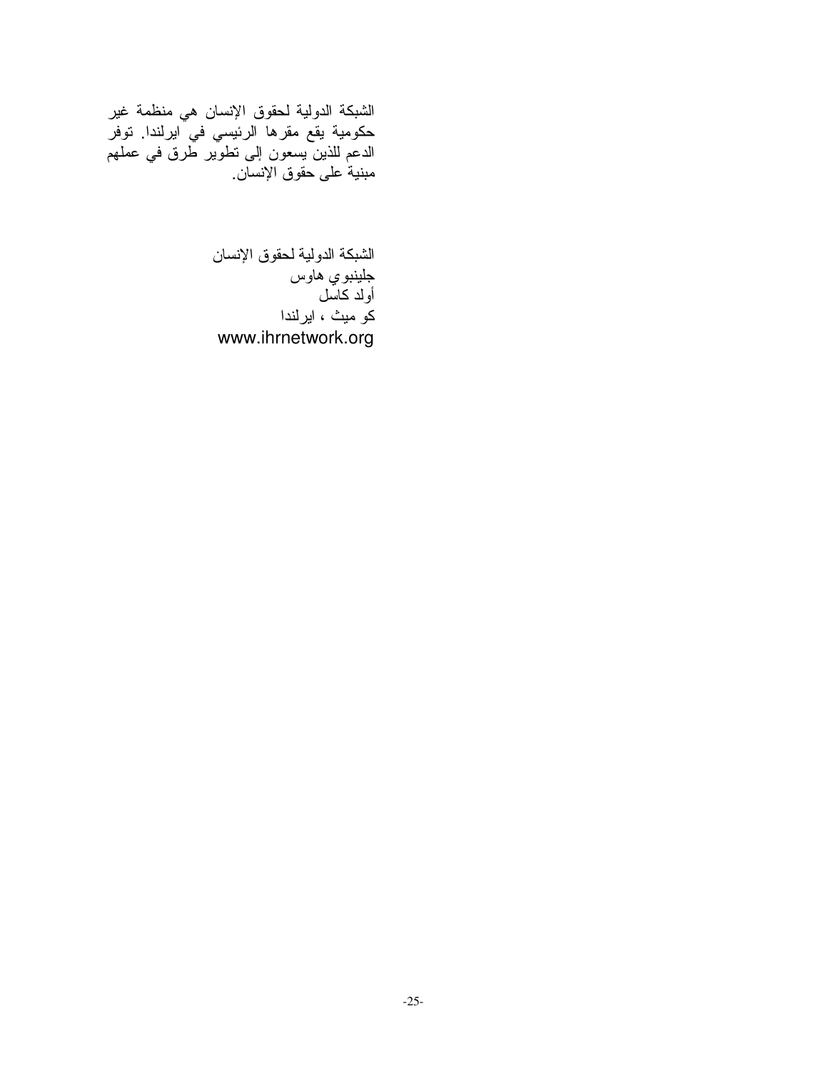الشبكة الدولية لحقوق الإنسان هي منظمة غير حكومية يقع مقرها الرئيسي في ايرلندا. توفر الدعم للذين يسعون إلى تطوير طرق في عملهم مبنية على حقوق الإنسان.

الشبكة الدولية لحقوق الإنسان
جلينبوي هاوس
أولد كاسل
كو ميث ، ايرلندا
www.ihrnetwork.org